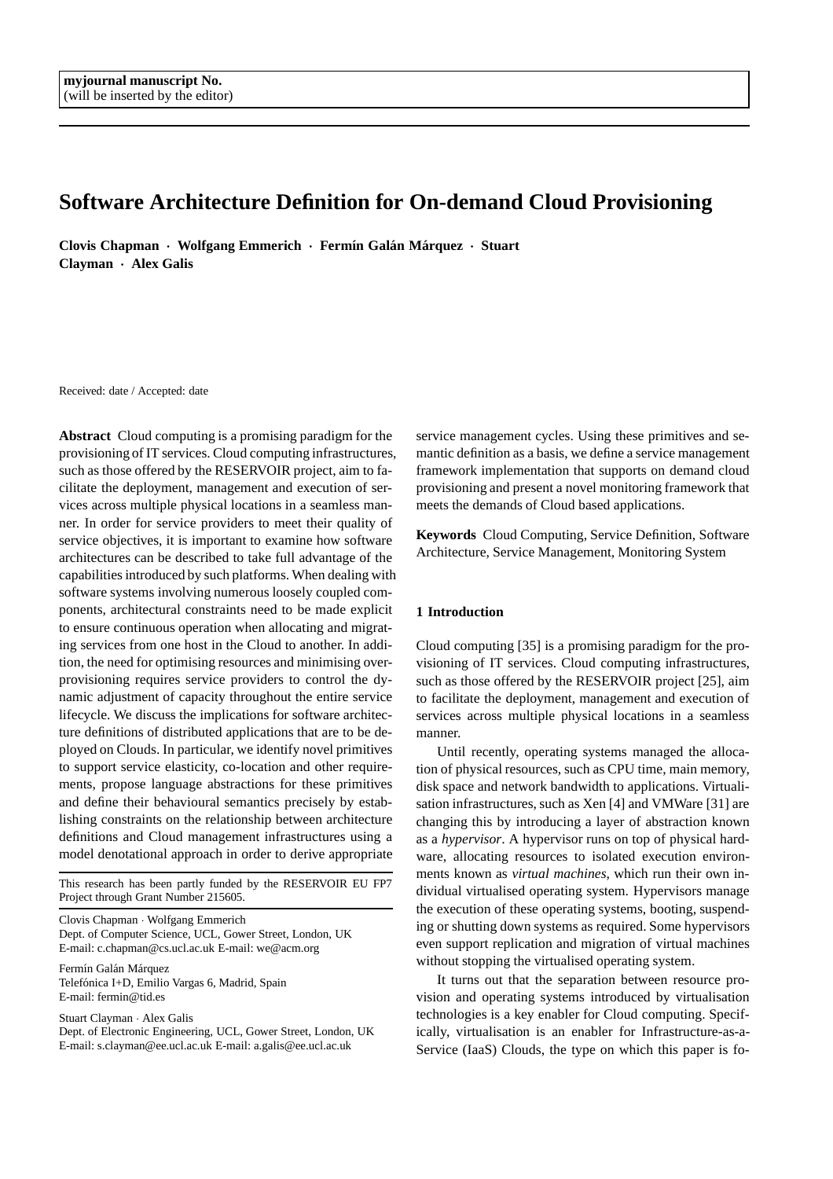**myjournal manuscript No.**
(will be inserted by the editor)

# Software Architecture Definition for On-demand Cloud Provisioning

**Clovis Chapman · Wolfgang Emmerich · Fermín Galán Márquez · Stuart Clayman · Alex Galis**

Received: date / Accepted: date

**Abstract** Cloud computing is a promising paradigm for the provisioning of IT services. Cloud computing infrastructures, such as those offered by the RESERVOIR project, aim to facilitate the deployment, management and execution of services across multiple physical locations in a seamless manner. In order for service providers to meet their quality of service objectives, it is important to examine how software architectures can be described to take full advantage of the capabilities introduced by such platforms. When dealing with software systems involving numerous loosely coupled components, architectural constraints need to be made explicit to ensure continuous operation when allocating and migrating services from one host in the Cloud to another. In addition, the need for optimising resources and minimising over-provisioning requires service providers to control the dynamic adjustment of capacity throughout the entire service lifecycle. We discuss the implications for software architecture definitions of distributed applications that are to be deployed on Clouds. In particular, we identify novel primitives to support service elasticity, co-location and other requirements, propose language abstractions for these primitives and define their behavioural semantics precisely by establishing constraints on the relationship between architecture definitions and Cloud management infrastructures using a model denotational approach in order to derive appropriate service management cycles. Using these primitives and semantic definition as a basis, we define a service management framework implementation that supports on demand cloud provisioning and present a novel monitoring framework that meets the demands of Cloud based applications.

**Keywords** Cloud Computing, Service Definition, Software Architecture, Service Management, Monitoring System

This research has been partly funded by the RESERVOIR EU FP7 Project through Grant Number 215605.

Clovis Chapman · Wolfgang Emmerich
Dept. of Computer Science, UCL, Gower Street, London, UK
E-mail: c.chapman@cs.ucl.ac.uk E-mail: we@acm.org

Fermín Galán Márquez
Telefónica I+D, Emilio Vargas 6, Madrid, Spain
E-mail: fermin@tid.es

Stuart Clayman · Alex Galis
Dept. of Electronic Engineering, UCL, Gower Street, London, UK
E-mail: s.clayman@ee.ucl.ac.uk E-mail: a.galis@ee.ucl.ac.uk

## 1 Introduction

Cloud computing [35] is a promising paradigm for the provisioning of IT services. Cloud computing infrastructures, such as those offered by the RESERVOIR project [25], aim to facilitate the deployment, management and execution of services across multiple physical locations in a seamless manner.

Until recently, operating systems managed the allocation of physical resources, such as CPU time, main memory, disk space and network bandwidth to applications. Virtualisation infrastructures, such as Xen [4] and VMWare [31] are changing this by introducing a layer of abstraction known as a *hypervisor*. A hypervisor runs on top of physical hardware, allocating resources to isolated execution environments known as *virtual machines*, which run their own individual virtualised operating system. Hypervisors manage the execution of these operating systems, booting, suspending or shutting down systems as required. Some hypervisors even support replication and migration of virtual machines without stopping the virtualised operating system.

It turns out that the separation between resource provision and operating systems introduced by virtualisation technologies is a key enabler for Cloud computing. Specifically, virtualisation is an enabler for Infrastructure-as-a-Service (IaaS) Clouds, the type on which this paper is fo-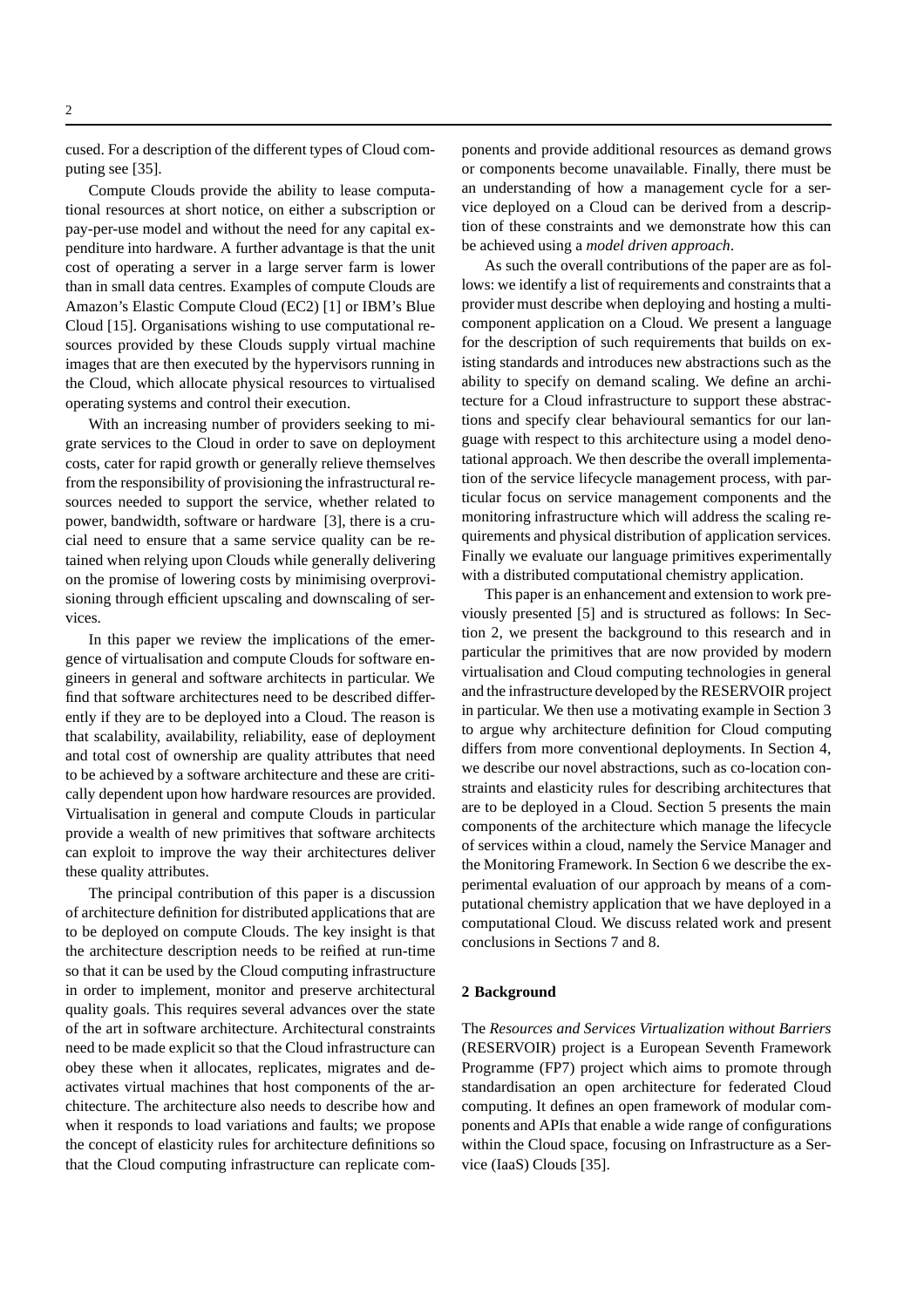cused. For a description of the different types of Cloud computing see [35].

Compute Clouds provide the ability to lease computational resources at short notice, on either a subscription or pay-per-use model and without the need for any capital expenditure into hardware. A further advantage is that the unit cost of operating a server in a large server farm is lower than in small data centres. Examples of compute Clouds are Amazon's Elastic Compute Cloud (EC2) [1] or IBM's Blue Cloud [15]. Organisations wishing to use computational resources provided by these Clouds supply virtual machine images that are then executed by the hypervisors running in the Cloud, which allocate physical resources to virtualised operating systems and control their execution.

With an increasing number of providers seeking to migrate services to the Cloud in order to save on deployment costs, cater for rapid growth or generally relieve themselves from the responsibility of provisioning the infrastructural resources needed to support the service, whether related to power, bandwidth, software or hardware [3], there is a crucial need to ensure that a same service quality can be retained when relying upon Clouds while generally delivering on the promise of lowering costs by minimising overprovisioning through efficient upscaling and downscaling of services.

In this paper we review the implications of the emergence of virtualisation and compute Clouds for software engineers in general and software architects in particular. We find that software architectures need to be described differently if they are to be deployed into a Cloud. The reason is that scalability, availability, reliability, ease of deployment and total cost of ownership are quality attributes that need to be achieved by a software architecture and these are critically dependent upon how hardware resources are provided. Virtualisation in general and compute Clouds in particular provide a wealth of new primitives that software architects can exploit to improve the way their architectures deliver these quality attributes.

The principal contribution of this paper is a discussion of architecture definition for distributed applications that are to be deployed on compute Clouds. The key insight is that the architecture description needs to be reified at run-time so that it can be used by the Cloud computing infrastructure in order to implement, monitor and preserve architectural quality goals. This requires several advances over the state of the art in software architecture. Architectural constraints need to be made explicit so that the Cloud infrastructure can obey these when it allocates, replicates, migrates and deactivates virtual machines that host components of the architecture. The architecture also needs to describe how and when it responds to load variations and faults; we propose the concept of elasticity rules for architecture definitions so that the Cloud computing infrastructure can replicate components and provide additional resources as demand grows or components become unavailable. Finally, there must be an understanding of how a management cycle for a service deployed on a Cloud can be derived from a description of these constraints and we demonstrate how this can be achieved using a *model driven approach*.

As such the overall contributions of the paper are as follows: we identify a list of requirements and constraints that a provider must describe when deploying and hosting a multi-component application on a Cloud. We present a language for the description of such requirements that builds on existing standards and introduces new abstractions such as the ability to specify on demand scaling. We define an architecture for a Cloud infrastructure to support these abstractions and specify clear behavioural semantics for our language with respect to this architecture using a model denotational approach. We then describe the overall implementation of the service lifecycle management process, with particular focus on service management components and the monitoring infrastructure which will address the scaling requirements and physical distribution of application services. Finally we evaluate our language primitives experimentally with a distributed computational chemistry application.

This paper is an enhancement and extension to work previously presented [5] and is structured as follows: In Section 2, we present the background to this research and in particular the primitives that are now provided by modern virtualisation and Cloud computing technologies in general and the infrastructure developed by the RESERVOIR project in particular. We then use a motivating example in Section 3 to argue why architecture definition for Cloud computing differs from more conventional deployments. In Section 4, we describe our novel abstractions, such as co-location constraints and elasticity rules for describing architectures that are to be deployed in a Cloud. Section 5 presents the main components of the architecture which manage the lifecycle of services within a cloud, namely the Service Manager and the Monitoring Framework. In Section 6 we describe the experimental evaluation of our approach by means of a computational chemistry application that we have deployed in a computational Cloud. We discuss related work and present conclusions in Sections 7 and 8.

## 2 Background

The *Resources and Services Virtualization without Barriers* (RESERVOIR) project is a European Seventh Framework Programme (FP7) project which aims to promote through standardisation an open architecture for federated Cloud computing. It defines an open framework of modular components and APIs that enable a wide range of configurations within the Cloud space, focusing on Infrastructure as a Service (IaaS) Clouds [35].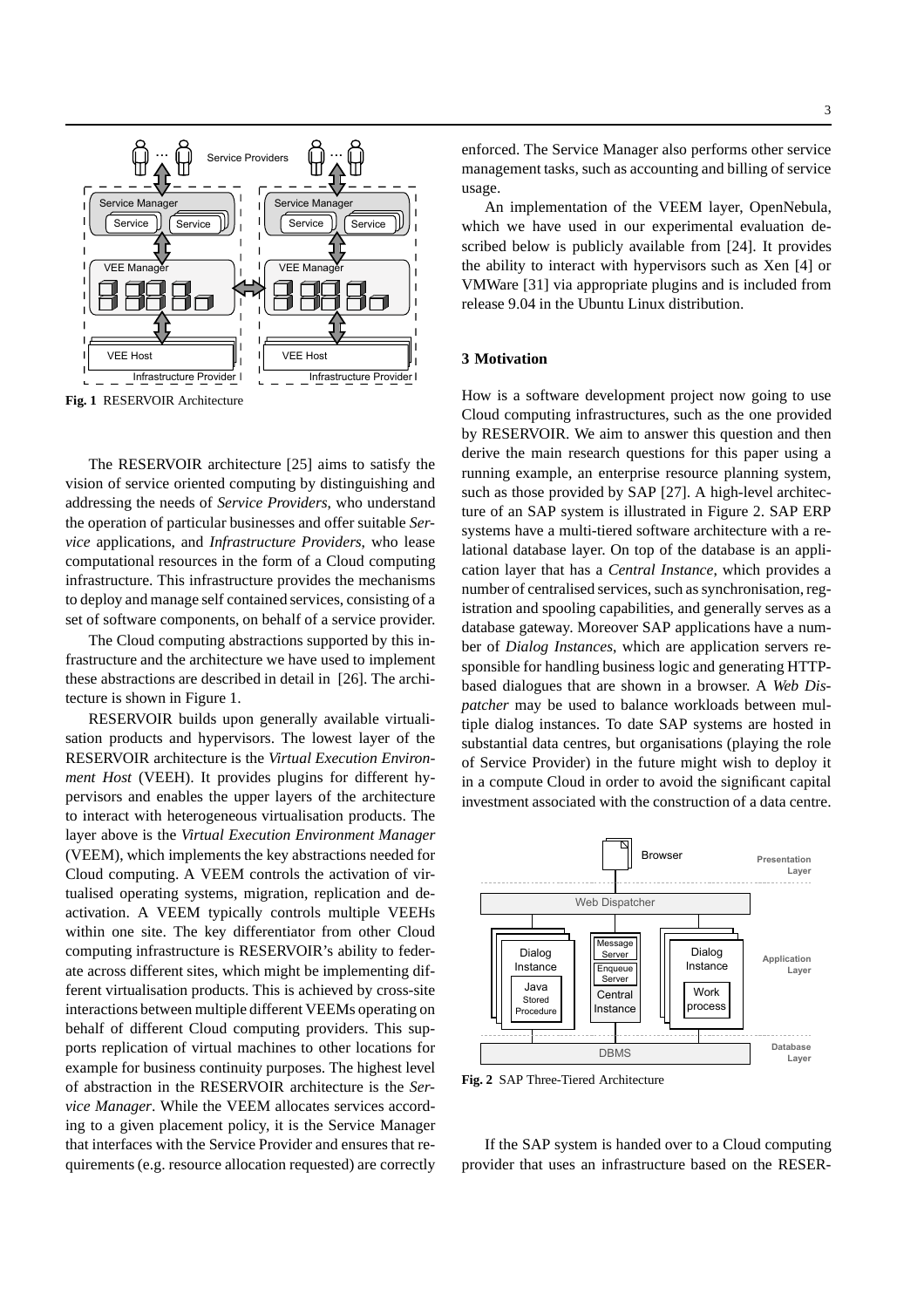Fig. 1 RESERVOIR Architecture

The RESERVOIR architecture [25] aims to satisfy the vision of service oriented computing by distinguishing and addressing the needs of *Service Providers*, who understand the operation of particular businesses and offer suitable *Service* applications, and *Infrastructure Providers*, who lease computational resources in the form of a Cloud computing infrastructure. This infrastructure provides the mechanisms to deploy and manage self contained services, consisting of a set of software components, on behalf of a service provider.

The Cloud computing abstractions supported by this infrastructure and the architecture we have used to implement these abstractions are described in detail in [26]. The architecture is shown in Figure 1.

RESERVOIR builds upon generally available virtualisation products and hypervisors. The lowest layer of the RESERVOIR architecture is the *Virtual Execution Environment Host* (VEEH). It provides plugins for different hypervisors and enables the upper layers of the architecture to interact with heterogeneous virtualisation products. The layer above is the *Virtual Execution Environment Manager* (VEEM), which implements the key abstractions needed for Cloud computing. A VEEM controls the activation of virtualised operating systems, migration, replication and deactivation. A VEEM typically controls multiple VEEHs within one site. The key differentiator from other Cloud computing infrastructure is RESERVOIR's ability to federate across different sites, which might be implementing different virtualisation products. This is achieved by cross-site interactions between multiple different VEEMs operating on behalf of different Cloud computing providers. This supports replication of virtual machines to other locations for example for business continuity purposes. The highest level of abstraction in the RESERVOIR architecture is the *Service Manager*. While the VEEM allocates services according to a given placement policy, it is the Service Manager that interfaces with the Service Provider and ensures that requirements (e.g. resource allocation requested) are correctly enforced. The Service Manager also performs other service management tasks, such as accounting and billing of service usage.

An implementation of the VEEM layer, OpenNebula, which we have used in our experimental evaluation described below is publicly available from [24]. It provides the ability to interact with hypervisors such as Xen [4] or VMWare [31] via appropriate plugins and is included from release 9.04 in the Ubuntu Linux distribution.

## 3 Motivation

How is a software development project now going to use Cloud computing infrastructures, such as the one provided by RESERVOIR. We aim to answer this question and then derive the main research questions for this paper using a running example, an enterprise resource planning system, such as those provided by SAP [27]. A high-level architecture of an SAP system is illustrated in Figure 2. SAP ERP systems have a multi-tiered software architecture with a relational database layer. On top of the database is an application layer that has a *Central Instance*, which provides a number of centralised services, such as synchronisation, registration and spooling capabilities, and generally serves as a database gateway. Moreover SAP applications have a number of *Dialog Instances*, which are application servers responsible for handling business logic and generating HTTP-based dialogues that are shown in a browser. A *Web Dispatcher* may be used to balance workloads between multiple dialog instances. To date SAP systems are hosted in substantial data centres, but organisations (playing the role of Service Provider) in the future might wish to deploy it in a compute Cloud in order to avoid the significant capital investment associated with the construction of a data centre.

Fig. 2 SAP Three-Tiered Architecture

If the SAP system is handed over to a Cloud computing provider that uses an infrastructure based on the RESER-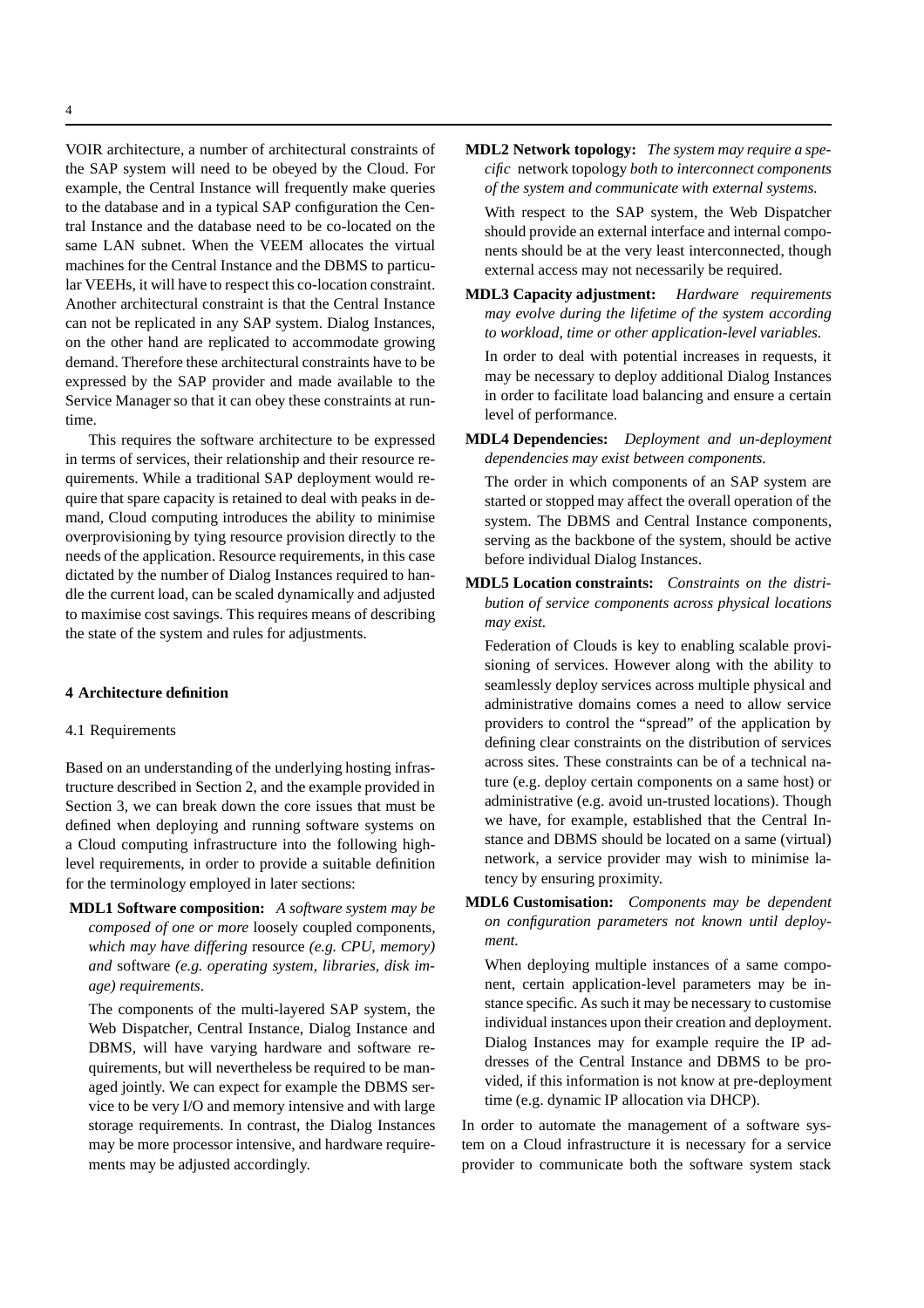VOIR architecture, a number of architectural constraints of the SAP system will need to be obeyed by the Cloud. For example, the Central Instance will frequently make queries to the database and in a typical SAP configuration the Central Instance and the database need to be co-located on the same LAN subnet. When the VEEM allocates the virtual machines for the Central Instance and the DBMS to particular VEEHs, it will have to respect this co-location constraint. Another architectural constraint is that the Central Instance can not be replicated in any SAP system. Dialog Instances, on the other hand are replicated to accommodate growing demand. Therefore these architectural constraints have to be expressed by the SAP provider and made available to the Service Manager so that it can obey these constraints at runtime.

This requires the software architecture to be expressed in terms of services, their relationship and their resource requirements. While a traditional SAP deployment would require that spare capacity is retained to deal with peaks in demand, Cloud computing introduces the ability to minimise overprovisioning by tying resource provision directly to the needs of the application. Resource requirements, in this case dictated by the number of Dialog Instances required to handle the current load, can be scaled dynamically and adjusted to maximise cost savings. This requires means of describing the state of the system and rules for adjustments.

## 4 Architecture definition

### 4.1 Requirements

Based on an understanding of the underlying hosting infrastructure described in Section 2, and the example provided in Section 3, we can break down the core issues that must be defined when deploying and running software systems on a Cloud computing infrastructure into the following high-level requirements, in order to provide a suitable definition for the terminology employed in later sections:

**MDL1 Software composition:** *A software system may be composed of one or more* loosely coupled components*, which may have differing* resource *(e.g. CPU, memory) and* software *(e.g. operating system, libraries, disk image) requirements*.

The components of the multi-layered SAP system, the Web Dispatcher, Central Instance, Dialog Instance and DBMS, will have varying hardware and software requirements, but will nevertheless be required to be managed jointly. We can expect for example the DBMS service to be very I/O and memory intensive and with large storage requirements. In contrast, the Dialog Instances may be more processor intensive, and hardware requirements may be adjusted accordingly.

**MDL2 Network topology:** *The system may require a specific* network topology *both to interconnect components of the system and communicate with external systems.*

With respect to the SAP system, the Web Dispatcher should provide an external interface and internal components should be at the very least interconnected, though external access may not necessarily be required.

**MDL3 Capacity adjustment:** *Hardware requirements may evolve during the lifetime of the system according to workload, time or other application-level variables.*

In order to deal with potential increases in requests, it may be necessary to deploy additional Dialog Instances in order to facilitate load balancing and ensure a certain level of performance.

**MDL4 Dependencies:** *Deployment and un-deployment dependencies may exist between components.*

The order in which components of an SAP system are started or stopped may affect the overall operation of the system. The DBMS and Central Instance components, serving as the backbone of the system, should be active before individual Dialog Instances.

**MDL5 Location constraints:** *Constraints on the distribution of service components across physical locations may exist.*

Federation of Clouds is key to enabling scalable provisioning of services. However along with the ability to seamlessly deploy services across multiple physical and administrative domains comes a need to allow service providers to control the "spread" of the application by defining clear constraints on the distribution of services across sites. These constraints can be of a technical nature (e.g. deploy certain components on a same host) or administrative (e.g. avoid un-trusted locations). Though we have, for example, established that the Central Instance and DBMS should be located on a same (virtual) network, a service provider may wish to minimise latency by ensuring proximity.

**MDL6 Customisation:** *Components may be dependent on configuration parameters not known until deployment.*

When deploying multiple instances of a same component, certain application-level parameters may be instance specific. As such it may be necessary to customise individual instances upon their creation and deployment. Dialog Instances may for example require the IP addresses of the Central Instance and DBMS to be provided, if this information is not know at pre-deployment time (e.g. dynamic IP allocation via DHCP).

In order to automate the management of a software system on a Cloud infrastructure it is necessary for a service provider to communicate both the software system stack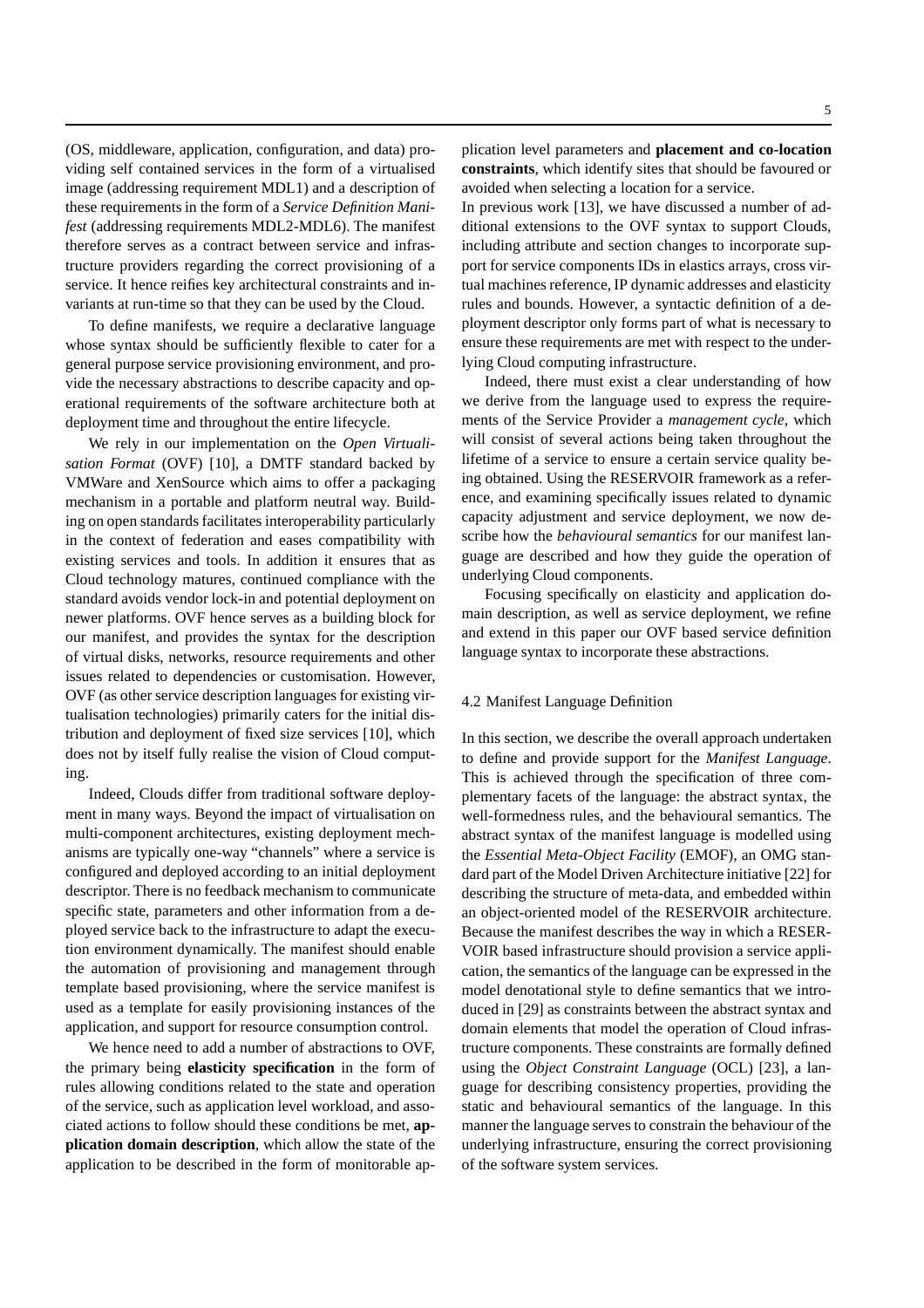(OS, middleware, application, configuration, and data) providing self contained services in the form of a virtualised image (addressing requirement MDL1) and a description of these requirements in the form of a *Service Definition Manifest* (addressing requirements MDL2-MDL6). The manifest therefore serves as a contract between service and infrastructure providers regarding the correct provisioning of a service. It hence reifies key architectural constraints and invariants at run-time so that they can be used by the Cloud.

To define manifests, we require a declarative language whose syntax should be sufficiently flexible to cater for a general purpose service provisioning environment, and provide the necessary abstractions to describe capacity and operational requirements of the software architecture both at deployment time and throughout the entire lifecycle.

We rely in our implementation on the *Open Virtualisation Format* (OVF) [10], a DMTF standard backed by VMWare and XenSource which aims to offer a packaging mechanism in a portable and platform neutral way. Building on open standards facilitates interoperability particularly in the context of federation and eases compatibility with existing services and tools. In addition it ensures that as Cloud technology matures, continued compliance with the standard avoids vendor lock-in and potential deployment on newer platforms. OVF hence serves as a building block for our manifest, and provides the syntax for the description of virtual disks, networks, resource requirements and other issues related to dependencies or customisation. However, OVF (as other service description languages for existing virtualisation technologies) primarily caters for the initial distribution and deployment of fixed size services [10], which does not by itself fully realise the vision of Cloud computing.

Indeed, Clouds differ from traditional software deployment in many ways. Beyond the impact of virtualisation on multi-component architectures, existing deployment mechanisms are typically one-way "channels" where a service is configured and deployed according to an initial deployment descriptor. There is no feedback mechanism to communicate specific state, parameters and other information from a deployed service back to the infrastructure to adapt the execution environment dynamically. The manifest should enable the automation of provisioning and management through template based provisioning, where the service manifest is used as a template for easily provisioning instances of the application, and support for resource consumption control.

We hence need to add a number of abstractions to OVF, the primary being **elasticity specification** in the form of rules allowing conditions related to the state and operation of the service, such as application level workload, and associated actions to follow should these conditions be met, **application domain description**, which allow the state of the application to be described in the form of monitorable application level parameters and **placement and co-location constraints**, which identify sites that should be favoured or avoided when selecting a location for a service.

In previous work [13], we have discussed a number of additional extensions to the OVF syntax to support Clouds, including attribute and section changes to incorporate support for service components IDs in elastics arrays, cross virtual machines reference, IP dynamic addresses and elasticity rules and bounds. However, a syntactic definition of a deployment descriptor only forms part of what is necessary to ensure these requirements are met with respect to the underlying Cloud computing infrastructure.

Indeed, there must exist a clear understanding of how we derive from the language used to express the requirements of the Service Provider a *management cycle*, which will consist of several actions being taken throughout the lifetime of a service to ensure a certain service quality being obtained. Using the RESERVOIR framework as a reference, and examining specifically issues related to dynamic capacity adjustment and service deployment, we now describe how the *behavioural semantics* for our manifest language are described and how they guide the operation of underlying Cloud components.

Focusing specifically on elasticity and application domain description, as well as service deployment, we refine and extend in this paper our OVF based service definition language syntax to incorporate these abstractions.

### 4.2 Manifest Language Definition

In this section, we describe the overall approach undertaken to define and provide support for the *Manifest Language*. This is achieved through the specification of three complementary facets of the language: the abstract syntax, the well-formedness rules, and the behavioural semantics. The abstract syntax of the manifest language is modelled using the *Essential Meta-Object Facility* (EMOF), an OMG standard part of the Model Driven Architecture initiative [22] for describing the structure of meta-data, and embedded within an object-oriented model of the RESERVOIR architecture. Because the manifest describes the way in which a RESERVOIR based infrastructure should provision a service application, the semantics of the language can be expressed in the model denotational style to define semantics that we introduced in [29] as constraints between the abstract syntax and domain elements that model the operation of Cloud infrastructure components. These constraints are formally defined using the *Object Constraint Language* (OCL) [23], a language for describing consistency properties, providing the static and behavioural semantics of the language. In this manner the language serves to constrain the behaviour of the underlying infrastructure, ensuring the correct provisioning of the software system services.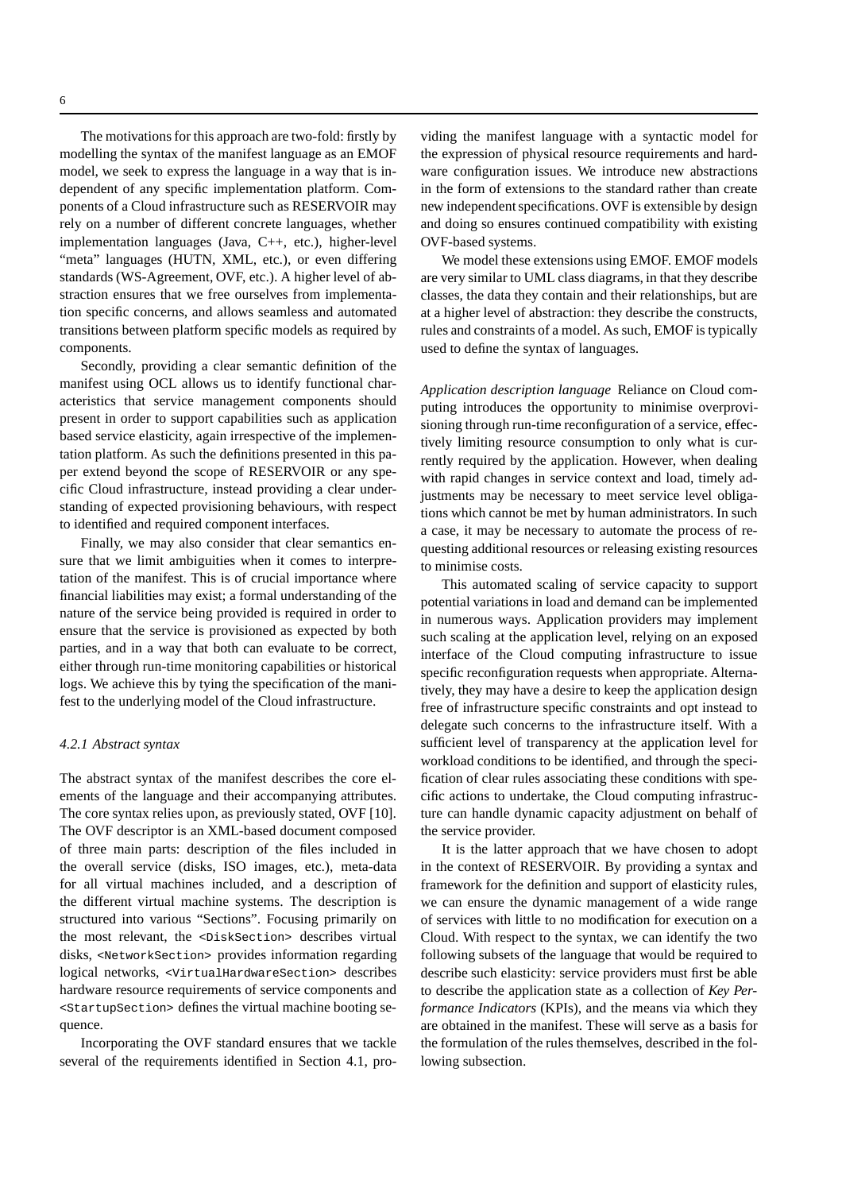The motivations for this approach are two-fold: firstly by modelling the syntax of the manifest language as an EMOF model, we seek to express the language in a way that is independent of any specific implementation platform. Components of a Cloud infrastructure such as RESERVOIR may rely on a number of different concrete languages, whether implementation languages (Java, C++, etc.), higher-level "meta" languages (HUTN, XML, etc.), or even differing standards (WS-Agreement, OVF, etc.). A higher level of abstraction ensures that we free ourselves from implementation specific concerns, and allows seamless and automated transitions between platform specific models as required by components.

Secondly, providing a clear semantic definition of the manifest using OCL allows us to identify functional characteristics that service management components should present in order to support capabilities such as application based service elasticity, again irrespective of the implementation platform. As such the definitions presented in this paper extend beyond the scope of RESERVOIR or any specific Cloud infrastructure, instead providing a clear understanding of expected provisioning behaviours, with respect to identified and required component interfaces.

Finally, we may also consider that clear semantics ensure that we limit ambiguities when it comes to interpretation of the manifest. This is of crucial importance where financial liabilities may exist; a formal understanding of the nature of the service being provided is required in order to ensure that the service is provisioned as expected by both parties, and in a way that both can evaluate to be correct, either through run-time monitoring capabilities or historical logs. We achieve this by tying the specification of the manifest to the underlying model of the Cloud infrastructure.

#### *4.2.1 Abstract syntax*

The abstract syntax of the manifest describes the core elements of the language and their accompanying attributes. The core syntax relies upon, as previously stated, OVF [10]. The OVF descriptor is an XML-based document composed of three main parts: description of the files included in the overall service (disks, ISO images, etc.), meta-data for all virtual machines included, and a description of the different virtual machine systems. The description is structured into various "Sections". Focusing primarily on the most relevant, the `<DiskSection>` describes virtual disks, `<NetworkSection>` provides information regarding logical networks, `<VirtualHardwareSection>` describes hardware resource requirements of service components and `<StartupSection>` defines the virtual machine booting sequence.

Incorporating the OVF standard ensures that we tackle several of the requirements identified in Section 4.1, providing the manifest language with a syntactic model for the expression of physical resource requirements and hardware configuration issues. We introduce new abstractions in the form of extensions to the standard rather than create new independent specifications. OVF is extensible by design and doing so ensures continued compatibility with existing OVF-based systems.

We model these extensions using EMOF. EMOF models are very similar to UML class diagrams, in that they describe classes, the data they contain and their relationships, but are at a higher level of abstraction: they describe the constructs, rules and constraints of a model. As such, EMOF is typically used to define the syntax of languages.

*Application description language* Reliance on Cloud computing introduces the opportunity to minimise overprovisioning through run-time reconfiguration of a service, effectively limiting resource consumption to only what is currently required by the application. However, when dealing with rapid changes in service context and load, timely adjustments may be necessary to meet service level obligations which cannot be met by human administrators. In such a case, it may be necessary to automate the process of requesting additional resources or releasing existing resources to minimise costs.

This automated scaling of service capacity to support potential variations in load and demand can be implemented in numerous ways. Application providers may implement such scaling at the application level, relying on an exposed interface of the Cloud computing infrastructure to issue specific reconfiguration requests when appropriate. Alternatively, they may have a desire to keep the application design free of infrastructure specific constraints and opt instead to delegate such concerns to the infrastructure itself. With a sufficient level of transparency at the application level for workload conditions to be identified, and through the specification of clear rules associating these conditions with specific actions to undertake, the Cloud computing infrastructure can handle dynamic capacity adjustment on behalf of the service provider.

It is the latter approach that we have chosen to adopt in the context of RESERVOIR. By providing a syntax and framework for the definition and support of elasticity rules, we can ensure the dynamic management of a wide range of services with little to no modification for execution on a Cloud. With respect to the syntax, we can identify the two following subsets of the language that would be required to describe such elasticity: service providers must first be able to describe the application state as a collection of *Key Performance Indicators* (KPIs), and the means via which they are obtained in the manifest. These will serve as a basis for the formulation of the rules themselves, described in the following subsection.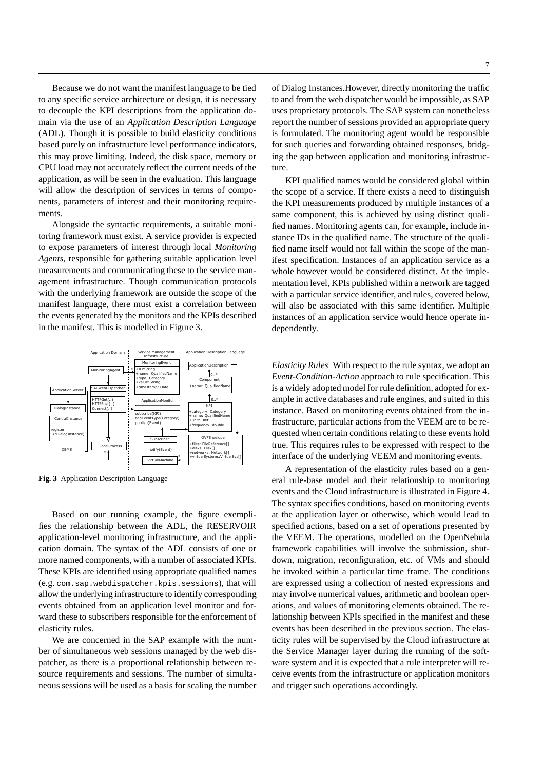Because we do not want the manifest language to be tied to any specific service architecture or design, it is necessary to decouple the KPI descriptions from the application domain via the use of an *Application Description Language* (ADL). Though it is possible to build elasticity conditions based purely on infrastructure level performance indicators, this may prove limiting. Indeed, the disk space, memory or CPU load may not accurately reflect the current needs of the application, as will be seen in the evaluation. This language will allow the description of services in terms of components, parameters of interest and their monitoring requirements.

Alongside the syntactic requirements, a suitable monitoring framework must exist. A service provider is expected to expose parameters of interest through local *Monitoring Agents*, responsible for gathering suitable application level measurements and communicating these to the service management infrastructure. Though communication protocols with the underlying framework are outside the scope of the manifest language, there must exist a correlation between the events generated by the monitors and the KPIs described in the manifest. This is modelled in Figure 3.

Application Domain
Service Management Infrastructure
Application Description Language
MonitoringAgent
MonitoringEvent
+ID:String
+name: QualifiedName
+type: Category
+value:String
+timestamp: Date
ApplicationDescription
0..*
Component
+name: QualifiedName
0..*
KPI
+category: Category
+name: QualifiedName
+unit: Unit
+frequency: double
SAPWebDispatcher
HTTPGet(..)
HTTPPost(..)
Connect(..)
ApplicationServer
DialogInstance
CentralInstance
register
(:DialogInstance)
...
DBMS
LocalProcess
ApplicationMonitor
subscribe(KPI)
addEventType(Category)
publish(Event)
Subscriber
notify(Event)
VirtualMachine
OVFEnvelope
+files: FileReference[]
+disks: Disk[]
+networks: Network[]
+virtualSystems:VirtualSys[]

**Fig. 3** Application Description Language

Based on our running example, the figure exemplifies the relationship between the ADL, the RESERVOIR application-level monitoring infrastructure, and the application domain. The syntax of the ADL consists of one or more named components, with a number of associated KPIs. These KPIs are identified using appropriate qualified names (e.g. `com.sap.webdispatcher.kpis.sessions`), that will allow the underlying infrastructure to identify corresponding events obtained from an application level monitor and forward these to subscribers responsible for the enforcement of elasticity rules.

We are concerned in the SAP example with the number of simultaneous web sessions managed by the web dispatcher, as there is a proportional relationship between resource requirements and sessions. The number of simultaneous sessions will be used as a basis for scaling the number of Dialog Instances.However, directly monitoring the traffic to and from the web dispatcher would be impossible, as SAP uses proprietary protocols. The SAP system can nonetheless report the number of sessions provided an appropriate query is formulated. The monitoring agent would be responsible for such queries and forwarding obtained responses, bridging the gap between application and monitoring infrastructure.

KPI qualified names would be considered global within the scope of a service. If there exists a need to distinguish the KPI measurements produced by multiple instances of a same component, this is achieved by using distinct qualified names. Monitoring agents can, for example, include instance IDs in the qualified name. The structure of the qualified name itself would not fall within the scope of the manifest specification. Instances of an application service as a whole however would be considered distinct. At the implementation level, KPIs published within a network are tagged with a particular service identifier, and rules, covered below, will also be associated with this same identifier. Multiple instances of an application service would hence operate independently.

*Elasticity Rules* With respect to the rule syntax, we adopt an *Event-Condition-Action* approach to rule specification. This is a widely adopted model for rule definition, adopted for example in active databases and rule engines, and suited in this instance. Based on monitoring events obtained from the infrastructure, particular actions from the VEEM are to be requested when certain conditions relating to these events hold true. This requires rules to be expressed with respect to the interface of the underlying VEEM and monitoring events.

A representation of the elasticity rules based on a general rule-base model and their relationship to monitoring events and the Cloud infrastructure is illustrated in Figure 4. The syntax specifies conditions, based on monitoring events at the application layer or otherwise, which would lead to specified actions, based on a set of operations presented by the VEEM. The operations, modelled on the OpenNebula framework capabilities will involve the submission, shutdown, migration, reconfiguration, etc. of VMs and should be invoked within a particular time frame. The conditions are expressed using a collection of nested expressions and may involve numerical values, arithmetic and boolean operations, and values of monitoring elements obtained. The relationship between KPIs specified in the manifest and these events has been described in the previous section. The elasticity rules will be supervised by the Cloud infrastructure at the Service Manager layer during the running of the software system and it is expected that a rule interpreter will receive events from the infrastructure or application monitors and trigger such operations accordingly.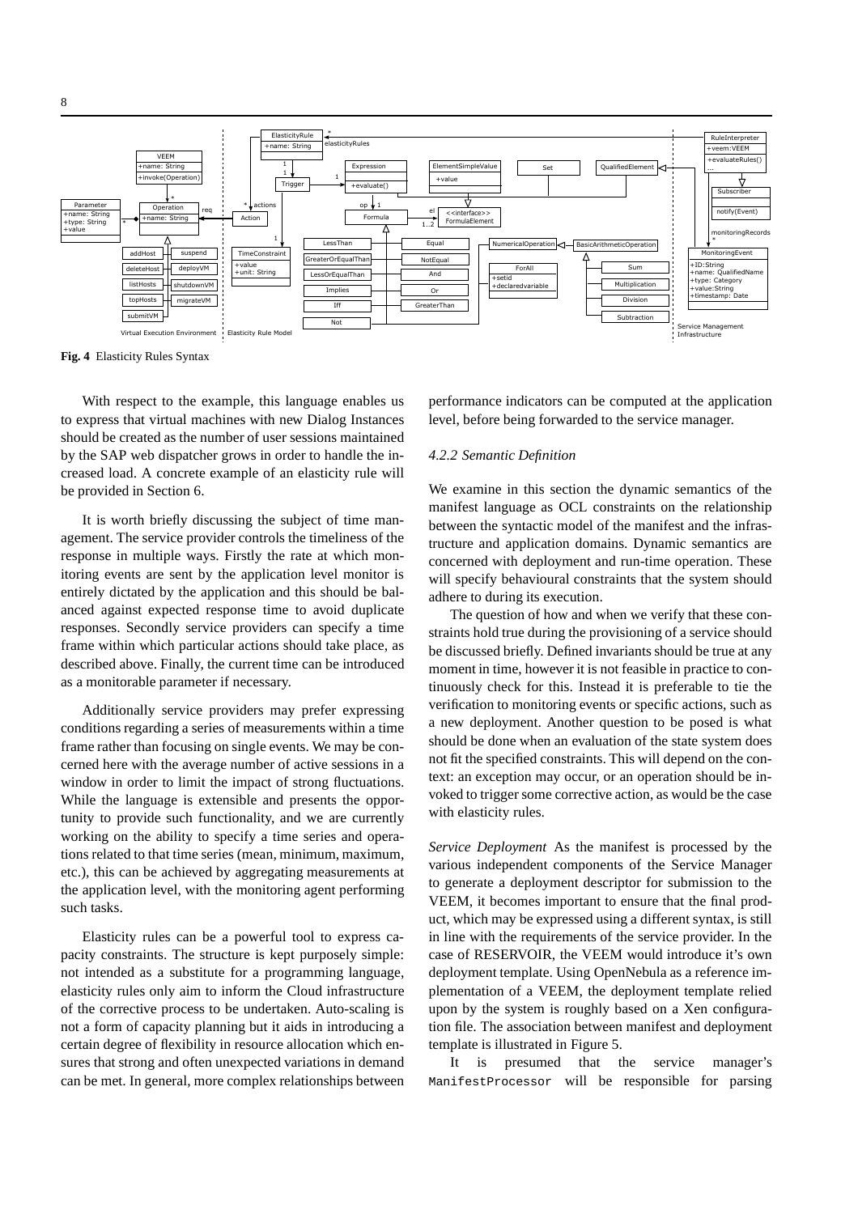**Fig. 4** Elasticity Rules Syntax

With respect to the example, this language enables us to express that virtual machines with new Dialog Instances should be created as the number of user sessions maintained by the SAP web dispatcher grows in order to handle the increased load. A concrete example of an elasticity rule will be provided in Section 6.

It is worth briefly discussing the subject of time management. The service provider controls the timeliness of the response in multiple ways. Firstly the rate at which monitoring events are sent by the application level monitor is entirely dictated by the application and this should be balanced against expected response time to avoid duplicate responses. Secondly service providers can specify a time frame within which particular actions should take place, as described above. Finally, the current time can be introduced as a monitorable parameter if necessary.

Additionally service providers may prefer expressing conditions regarding a series of measurements within a time frame rather than focusing on single events. We may be concerned here with the average number of active sessions in a window in order to limit the impact of strong fluctuations. While the language is extensible and presents the opportunity to provide such functionality, and we are currently working on the ability to specify a time series and operations related to that time series (mean, minimum, maximum, etc.), this can be achieved by aggregating measurements at the application level, with the monitoring agent performing such tasks.

Elasticity rules can be a powerful tool to express capacity constraints. The structure is kept purposely simple: not intended as a substitute for a programming language, elasticity rules only aim to inform the Cloud infrastructure of the corrective process to be undertaken. Auto-scaling is not a form of capacity planning but it aids in introducing a certain degree of flexibility in resource allocation which ensures that strong and often unexpected variations in demand can be met. In general, more complex relationships between performance indicators can be computed at the application level, before being forwarded to the service manager.

### 4.2.2 Semantic Definition

We examine in this section the dynamic semantics of the manifest language as OCL constraints on the relationship between the syntactic model of the manifest and the infrastructure and application domains. Dynamic semantics are concerned with deployment and run-time operation. These will specify behavioural constraints that the system should adhere to during its execution.

The question of how and when we verify that these constraints hold true during the provisioning of a service should be discussed briefly. Defined invariants should be true at any moment in time, however it is not feasible in practice to continuously check for this. Instead it is preferable to tie the verification to monitoring events or specific actions, such as a new deployment. Another question to be posed is what should be done when an evaluation of the state system does not fit the specified constraints. This will depend on the context: an exception may occur, or an operation should be invoked to trigger some corrective action, as would be the case with elasticity rules.

*Service Deployment* As the manifest is processed by the various independent components of the Service Manager to generate a deployment descriptor for submission to the VEEM, it becomes important to ensure that the final product, which may be expressed using a different syntax, is still in line with the requirements of the service provider. In the case of RESERVOIR, the VEEM would introduce it's own deployment template. Using OpenNebula as a reference implementation of a VEEM, the deployment template relied upon by the system is roughly based on a Xen configuration file. The association between manifest and deployment template is illustrated in Figure 5.

It is presumed that the service manager's `ManifestProcessor` will be responsible for parsing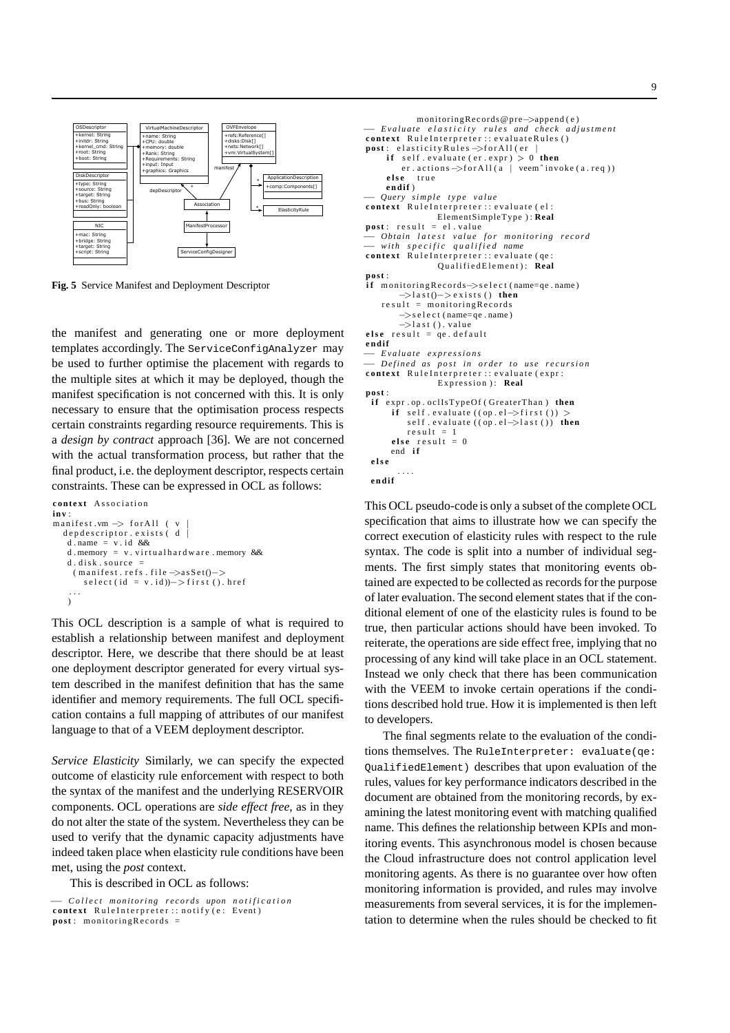**Fig. 5** Service Manifest and Deployment Descriptor

the manifest and generating one or more deployment templates accordingly. The `ServiceConfigAnalyzer` may be used to further optimise the placement with regards to the multiple sites at which it may be deployed, though the manifest specification is not concerned with this. It is only necessary to ensure that the optimisation process respects certain constraints regarding resource requirements. This is a *design by contract* approach [36]. We are not concerned with the actual transformation process, but rather that the final product, i.e. the deployment descriptor, respects certain constraints. These can be expressed in OCL as follows:

```
context Association
inv:
manifest.vm -> forAll ( v |
  depdescriptor.exists ( d |
   d.name = v.id &&
   d.memory = v.virtualhardware.memory &&
   d.disk.source =
    (manifest.refs.file->asSet()->
       select(id = v.id))->first().href
   ...
   )
```

This OCL description is a sample of what is required to establish a relationship between manifest and deployment descriptor. Here, we describe that there should be at least one deployment descriptor generated for every virtual system described in the manifest definition that has the same identifier and memory requirements. The full OCL specification contains a full mapping of attributes of our manifest language to that of a VEEM deployment descriptor.

*Service Elasticity* Similarly, we can specify the expected outcome of elasticity rule enforcement with respect to both the syntax of the manifest and the underlying RESERVOIR components. OCL operations are *side effect free*, as in they do not alter the state of the system. Nevertheless they can be used to verify that the dynamic capacity adjustments have indeed taken place when elasticity rule conditions have been met, using the *post* context.

This is described in OCL as follows:

```
-- Collect monitoring records upon notification
context RuleInterpreter::notify(e: Event)
post: monitoringRecords =
        monitoringRecords@pre->append(e)
-- Evaluate elasticity rules and check adjustment
context RuleInterpreter::evaluateRules()
post: elasticityRules->forAll(er |
     if self.evaluate(er.expr) > 0 then
        er.actions->forAll(a | veem^invoke(a.req))
     else true
     endif)
-- Query simple type value
context RuleInterpreter::evaluate(el:
              ElementSimpleType): Real
post: result = el.value
-- Obtain latest value for monitoring record
-- with specific qualified name
context RuleInterpreter::evaluate(qe:
              QualifiedElement): Real
post:
if monitoringRecords->select(name=qe.name)
      ->last()->exists() then
   result = monitoringRecords
      ->select(name=qe.name)
      ->last().value
else result = qe.default
endif
-- Evaluate expressions
-- Defined as post in order to use recursion
context RuleInterpreter::evaluate(expr:
              Expression): Real
post:
 if expr.op.oclIsTypeOf(GreaterThan) then
      if self.evaluate((op.el->first()) >
         self.evaluate((op.el->last()) then
         result = 1
      else result = 0
      end if
 else
      ....
 endif
```

This OCL pseudo-code is only a subset of the complete OCL specification that aims to illustrate how we can specify the correct execution of elasticity rules with respect to the rule syntax. The code is split into a number of individual segments. The first simply states that monitoring events obtained are expected to be collected as records for the purpose of later evaluation. The second element states that if the conditional element of one of the elasticity rules is found to be true, then particular actions should have been invoked. To reiterate, the operations are side effect free, implying that no processing of any kind will take place in an OCL statement. Instead we only check that there has been communication with the VEEM to invoke certain operations if the conditions described hold true. How it is implemented is then left to developers.

The final segments relate to the evaluation of the conditions themselves. The `RuleInterpreter: evaluate(qe: QualifiedElement)` describes that upon evaluation of the rules, values for key performance indicators described in the document are obtained from the monitoring records, by examining the latest monitoring event with matching qualified name. This defines the relationship between KPIs and monitoring events. This asynchronous model is chosen because the Cloud infrastructure does not control application level monitoring agents. As there is no guarantee over how often monitoring information is provided, and rules may involve measurements from several services, it is for the implementation to determine when the rules should be checked to fit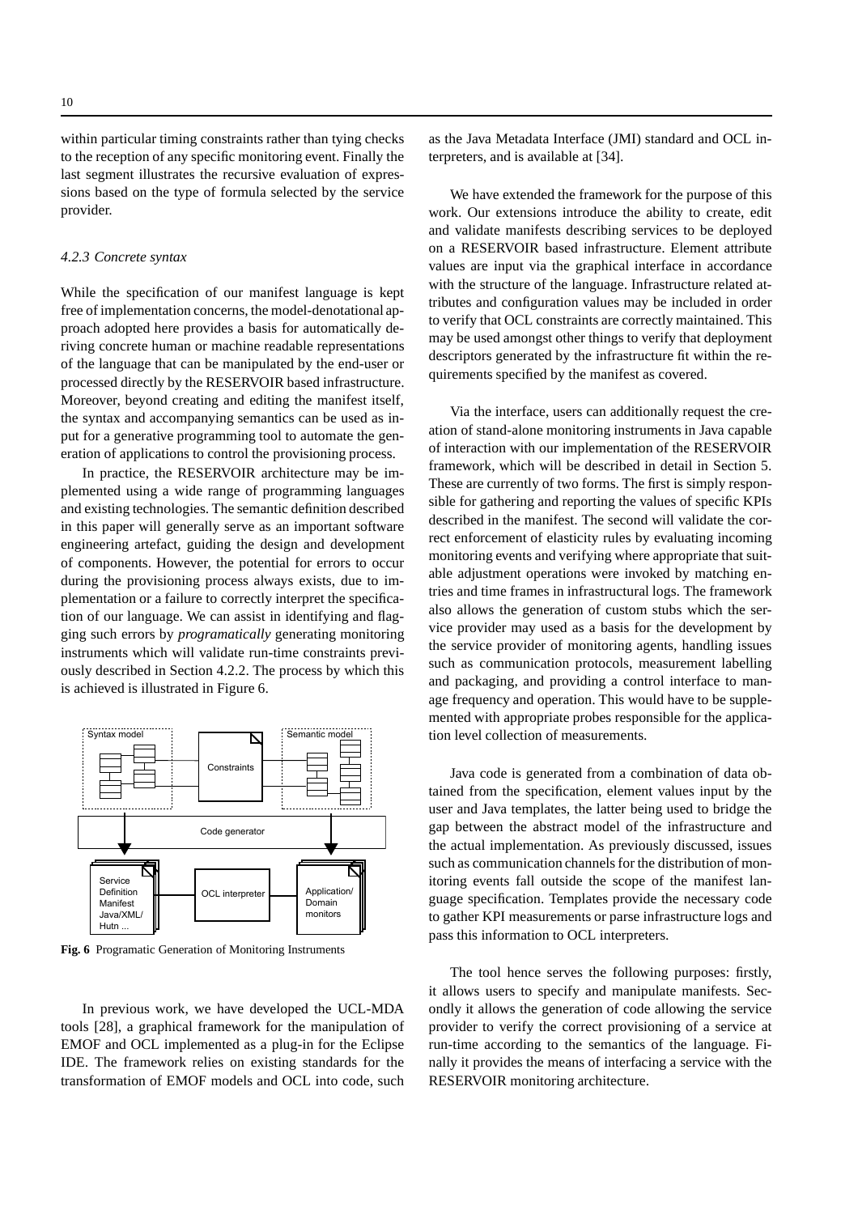within particular timing constraints rather than tying checks to the reception of any specific monitoring event. Finally the last segment illustrates the recursive evaluation of expressions based on the type of formula selected by the service provider.

#### *4.2.3 Concrete syntax*

While the specification of our manifest language is kept free of implementation concerns, the model-denotational approach adopted here provides a basis for automatically deriving concrete human or machine readable representations of the language that can be manipulated by the end-user or processed directly by the RESERVOIR based infrastructure. Moreover, beyond creating and editing the manifest itself, the syntax and accompanying semantics can be used as input for a generative programming tool to automate the generation of applications to control the provisioning process.

In practice, the RESERVOIR architecture may be implemented using a wide range of programming languages and existing technologies. The semantic definition described in this paper will generally serve as an important software engineering artefact, guiding the design and development of components. However, the potential for errors to occur during the provisioning process always exists, due to implementation or a failure to correctly interpret the specification of our language. We can assist in identifying and flagging such errors by *programatically* generating monitoring instruments which will validate run-time constraints previously described in Section 4.2.2. The process by which this is achieved is illustrated in Figure 6.

**Fig. 6** Programatic Generation of Monitoring Instruments

In previous work, we have developed the UCL-MDA tools [28], a graphical framework for the manipulation of EMOF and OCL implemented as a plug-in for the Eclipse IDE. The framework relies on existing standards for the transformation of EMOF models and OCL into code, such as the Java Metadata Interface (JMI) standard and OCL interpreters, and is available at [34].

We have extended the framework for the purpose of this work. Our extensions introduce the ability to create, edit and validate manifests describing services to be deployed on a RESERVOIR based infrastructure. Element attribute values are input via the graphical interface in accordance with the structure of the language. Infrastructure related attributes and configuration values may be included in order to verify that OCL constraints are correctly maintained. This may be used amongst other things to verify that deployment descriptors generated by the infrastructure fit within the requirements specified by the manifest as covered.

Via the interface, users can additionally request the creation of stand-alone monitoring instruments in Java capable of interaction with our implementation of the RESERVOIR framework, which will be described in detail in Section 5. These are currently of two forms. The first is simply responsible for gathering and reporting the values of specific KPIs described in the manifest. The second will validate the correct enforcement of elasticity rules by evaluating incoming monitoring events and verifying where appropriate that suitable adjustment operations were invoked by matching entries and time frames in infrastructural logs. The framework also allows the generation of custom stubs which the service provider may used as a basis for the development by the service provider of monitoring agents, handling issues such as communication protocols, measurement labelling and packaging, and providing a control interface to manage frequency and operation. This would have to be supplemented with appropriate probes responsible for the application level collection of measurements.

Java code is generated from a combination of data obtained from the specification, element values input by the user and Java templates, the latter being used to bridge the gap between the abstract model of the infrastructure and the actual implementation. As previously discussed, issues such as communication channels for the distribution of monitoring events fall outside the scope of the manifest language specification. Templates provide the necessary code to gather KPI measurements or parse infrastructure logs and pass this information to OCL interpreters.

The tool hence serves the following purposes: firstly, it allows users to specify and manipulate manifests. Secondly it allows the generation of code allowing the service provider to verify the correct provisioning of a service at run-time according to the semantics of the language. Finally it provides the means of interfacing a service with the RESERVOIR monitoring architecture.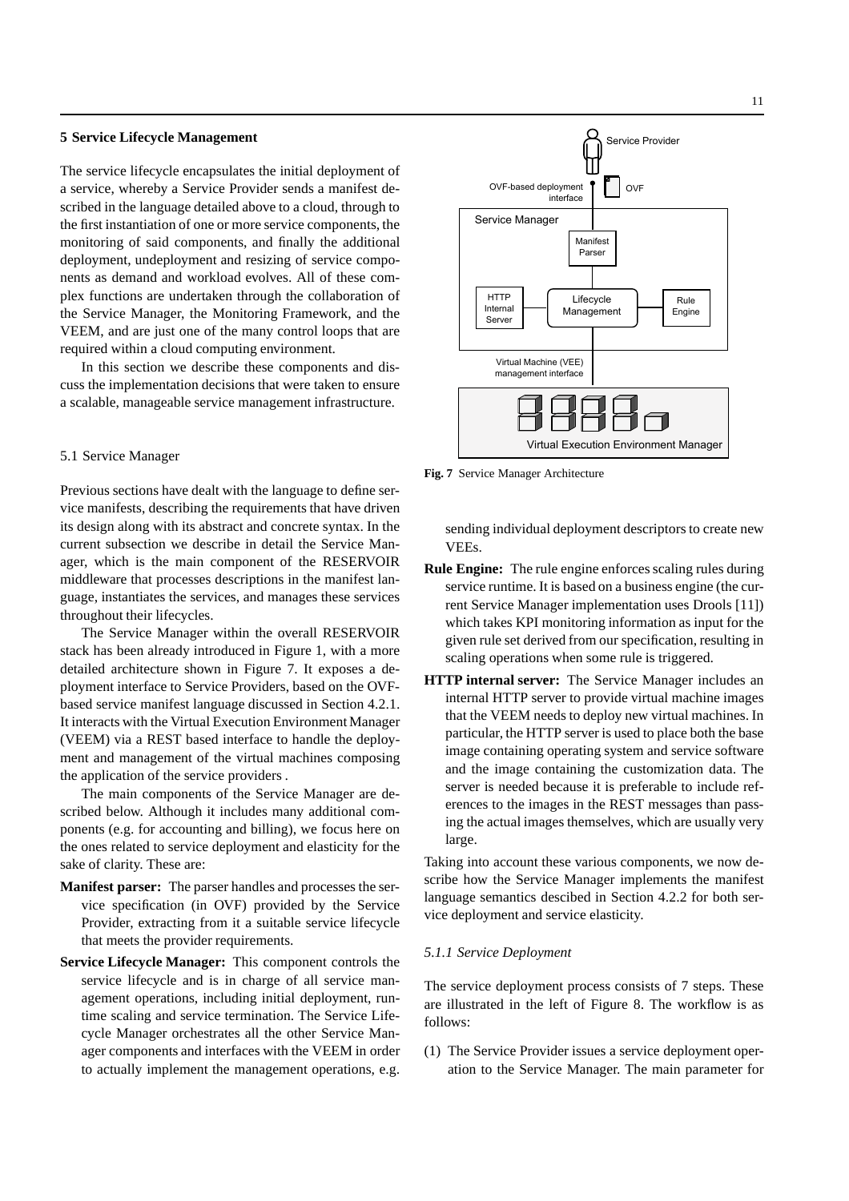## 5 Service Lifecycle Management

The service lifecycle encapsulates the initial deployment of a service, whereby a Service Provider sends a manifest described in the language detailed above to a cloud, through to the first instantiation of one or more service components, the monitoring of said components, and finally the additional deployment, undeployment and resizing of service components as demand and workload evolves. All of these complex functions are undertaken through the collaboration of the Service Manager, the Monitoring Framework, and the VEEM, and are just one of the many control loops that are required within a cloud computing environment.

In this section we describe these components and discuss the implementation decisions that were taken to ensure a scalable, manageable service management infrastructure.

### 5.1 Service Manager

Previous sections have dealt with the language to define service manifests, describing the requirements that have driven its design along with its abstract and concrete syntax. In the current subsection we describe in detail the Service Manager, which is the main component of the RESERVOIR middleware that processes descriptions in the manifest language, instantiates the services, and manages these services throughout their lifecycles.

The Service Manager within the overall RESERVOIR stack has been already introduced in Figure 1, with a more detailed architecture shown in Figure 7. It exposes a deployment interface to Service Providers, based on the OVF-based service manifest language discussed in Section 4.2.1. It interacts with the Virtual Execution Environment Manager (VEEM) via a REST based interface to handle the deployment and management of the virtual machines composing the application of the service providers .

The main components of the Service Manager are described below. Although it includes many additional components (e.g. for accounting and billing), we focus here on the ones related to service deployment and elasticity for the sake of clarity. These are:

Service Provider
OVF-based deployment interface
OVF
Service Manager
Manifest Parser
HTTP Internal Server
Lifecycle Management
Rule Engine
Virtual Machine (VEE) management interface
Virtual Execution Environment Manager

**Fig. 7** Service Manager Architecture

**Manifest parser:** The parser handles and processes the service specification (in OVF) provided by the Service Provider, extracting from it a suitable service lifecycle that meets the provider requirements.

**Service Lifecycle Manager:** This component controls the service lifecycle and is in charge of all service management operations, including initial deployment, runtime scaling and service termination. The Service Lifecycle Manager orchestrates all the other Service Manager components and interfaces with the VEEM in order to actually implement the management operations, e.g. sending individual deployment descriptors to create new VEEs.

**Rule Engine:** The rule engine enforces scaling rules during service runtime. It is based on a business engine (the current Service Manager implementation uses Drools [11]) which takes KPI monitoring information as input for the given rule set derived from our specification, resulting in scaling operations when some rule is triggered.

**HTTP internal server:** The Service Manager includes an internal HTTP server to provide virtual machine images that the VEEM needs to deploy new virtual machines. In particular, the HTTP server is used to place both the base image containing operating system and service software and the image containing the customization data. The server is needed because it is preferable to include references to the images in the REST messages than passing the actual images themselves, which are usually very large.

Taking into account these various components, we now describe how the Service Manager implements the manifest language semantics descibed in Section 4.2.2 for both service deployment and service elasticity.

#### *5.1.1 Service Deployment*

The service deployment process consists of 7 steps. These are illustrated in the left of Figure 8. The workflow is as follows:

(1) The Service Provider issues a service deployment operation to the Service Manager. The main parameter for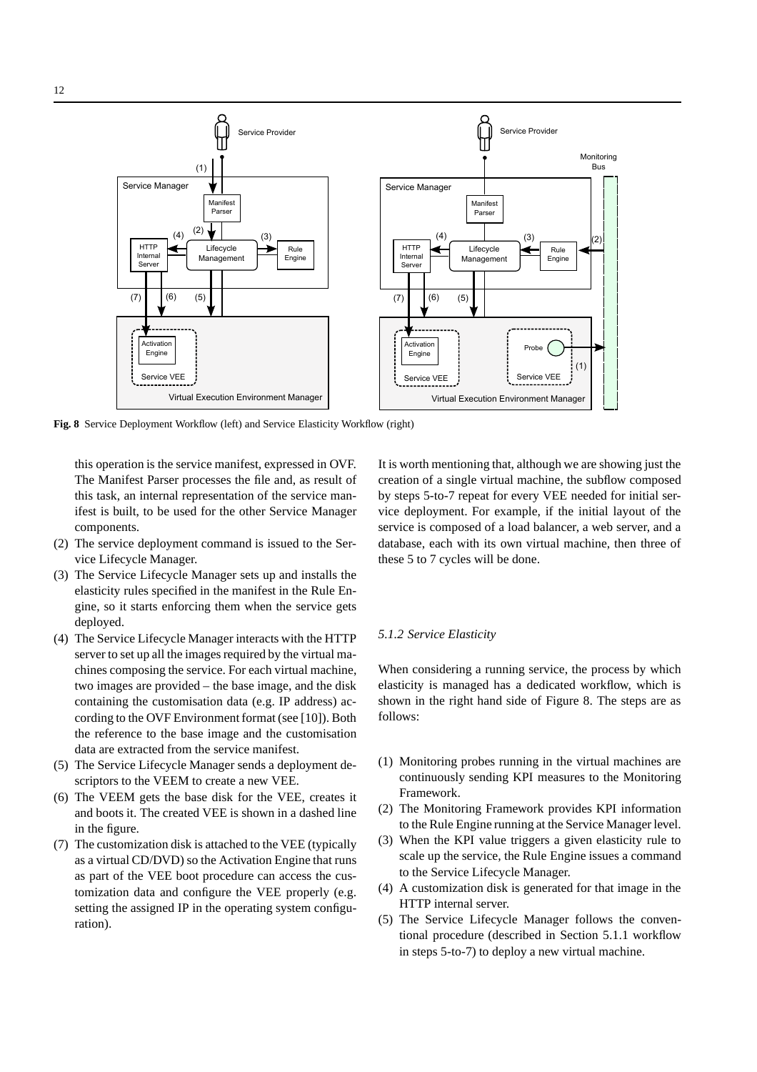Fig. 8 Service Deployment Workflow (left) and Service Elasticity Workflow (right)

this operation is the service manifest, expressed in OVF. The Manifest Parser processes the file and, as result of this task, an internal representation of the service manifest is built, to be used for the other Service Manager components.

(2) The service deployment command is issued to the Service Lifecycle Manager.
(3) The Service Lifecycle Manager sets up and installs the elasticity rules specified in the manifest in the Rule Engine, so it starts enforcing them when the service gets deployed.
(4) The Service Lifecycle Manager interacts with the HTTP server to set up all the images required by the virtual machines composing the service. For each virtual machine, two images are provided – the base image, and the disk containing the customisation data (e.g. IP address) according to the OVF Environment format (see [10]). Both the reference to the base image and the customisation data are extracted from the service manifest.
(5) The Service Lifecycle Manager sends a deployment descriptors to the VEEM to create a new VEE.
(6) The VEEM gets the base disk for the VEE, creates it and boots it. The created VEE is shown in a dashed line in the figure.
(7) The customization disk is attached to the VEE (typically as a virtual CD/DVD) so the Activation Engine that runs as part of the VEE boot procedure can access the customization data and configure the VEE properly (e.g. setting the assigned IP in the operating system configuration).

It is worth mentioning that, although we are showing just the creation of a single virtual machine, the subflow composed by steps 5-to-7 repeat for every VEE needed for initial service deployment. For example, if the initial layout of the service is composed of a load balancer, a web server, and a database, each with its own virtual machine, then three of these 5 to 7 cycles will be done.

### 5.1.2 Service Elasticity

When considering a running service, the process by which elasticity is managed has a dedicated workflow, which is shown in the right hand side of Figure 8. The steps are as follows:

(1) Monitoring probes running in the virtual machines are continuously sending KPI measures to the Monitoring Framework.
(2) The Monitoring Framework provides KPI information to the Rule Engine running at the Service Manager level.
(3) When the KPI value triggers a given elasticity rule to scale up the service, the Rule Engine issues a command to the Service Lifecycle Manager.
(4) A customization disk is generated for that image in the HTTP internal server.
(5) The Service Lifecycle Manager follows the conventional procedure (described in Section 5.1.1 workflow in steps 5-to-7) to deploy a new virtual machine.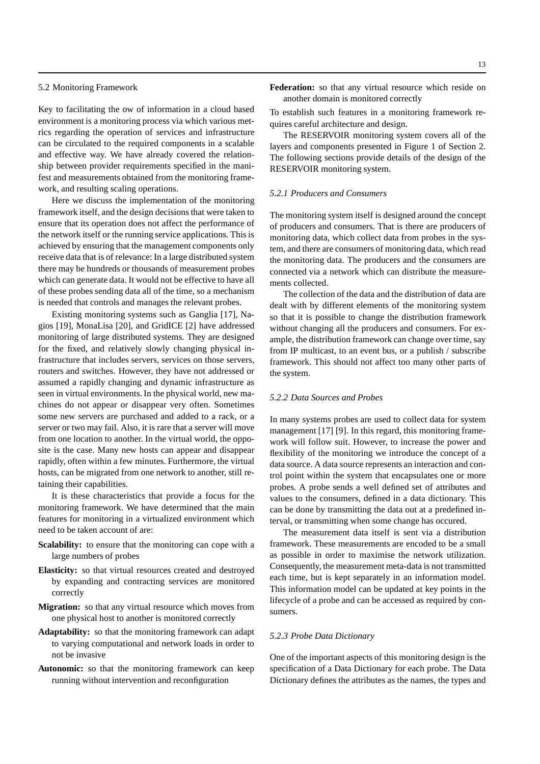## 5.2 Monitoring Framework

Key to facilitating the ow of information in a cloud based environment is a monitoring process via which various metrics regarding the operation of services and infrastructure can be circulated to the required components in a scalable and effective way. We have already covered the relationship between provider requirements specified in the manifest and measurements obtained from the monitoring framework, and resulting scaling operations.

Here we discuss the implementation of the monitoring framework itself, and the design decisions that were taken to ensure that its operation does not affect the performance of the network itself or the running service applications. This is achieved by ensuring that the management components only receive data that is of relevance: In a large distributed system there may be hundreds or thousands of measurement probes which can generate data. It would not be effective to have all of these probes sending data all of the time, so a mechanism is needed that controls and manages the relevant probes.

Existing monitoring systems such as Ganglia [17], Nagios [19], MonaLisa [20], and GridICE [2] have addressed monitoring of large distributed systems. They are designed for the fixed, and relatively slowly changing physical infrastructure that includes servers, services on those servers, routers and switches. However, they have not addressed or assumed a rapidly changing and dynamic infrastructure as seen in virtual environments. In the physical world, new machines do not appear or disappear very often. Sometimes some new servers are purchased and added to a rack, or a server or two may fail. Also, it is rare that a server will move from one location to another. In the virtual world, the opposite is the case. Many new hosts can appear and disappear rapidly, often within a few minutes. Furthermore, the virtual hosts, can be migrated from one network to another, still retaining their capabilities.

It is these characteristics that provide a focus for the monitoring framework. We have determined that the main features for monitoring in a virtualized environment which need to be taken account of are:

- **Scalability:** to ensure that the monitoring can cope with a large numbers of probes
- **Elasticity:** so that virtual resources created and destroyed by expanding and contracting services are monitored correctly
- **Migration:** so that any virtual resource which moves from one physical host to another is monitored correctly
- **Adaptability:** so that the monitoring framework can adapt to varying computational and network loads in order to not be invasive
- **Autonomic:** so that the monitoring framework can keep running without intervention and reconfiguration
- **Federation:** so that any virtual resource which reside on another domain is monitored correctly

To establish such features in a monitoring framework requires careful architecture and design.

The RESERVOIR monitoring system covers all of the layers and components presented in Figure 1 of Section 2. The following sections provide details of the design of the RESERVOIR monitoring system.

### *5.2.1 Producers and Consumers*

The monitoring system itself is designed around the concept of producers and consumers. That is there are producers of monitoring data, which collect data from probes in the system, and there are consumers of monitoring data, which read the monitoring data. The producers and the consumers are connected via a network which can distribute the measurements collected.

The collection of the data and the distribution of data are dealt with by different elements of the monitoring system so that it is possible to change the distribution framework without changing all the producers and consumers. For example, the distribution framework can change over time, say from IP multicast, to an event bus, or a publish / subscribe framework. This should not affect too many other parts of the system.

### *5.2.2 Data Sources and Probes*

In many systems probes are used to collect data for system management [17] [9]. In this regard, this monitoring framework will follow suit. However, to increase the power and flexibility of the monitoring we introduce the concept of a data source. A data source represents an interaction and control point within the system that encapsulates one or more probes. A probe sends a well defined set of attributes and values to the consumers, defined in a data dictionary. This can be done by transmitting the data out at a predefined interval, or transmitting when some change has occured.

The measurement data itself is sent via a distribution framework. These measurements are encoded to be a small as possible in order to maximise the network utilization. Consequently, the measurement meta-data is not transmitted each time, but is kept separately in an information model. This information model can be updated at key points in the lifecycle of a probe and can be accessed as required by consumers.

### *5.2.3 Probe Data Dictionary*

One of the important aspects of this monitoring design is the specification of a Data Dictionary for each probe. The Data Dictionary defines the attributes as the names, the types and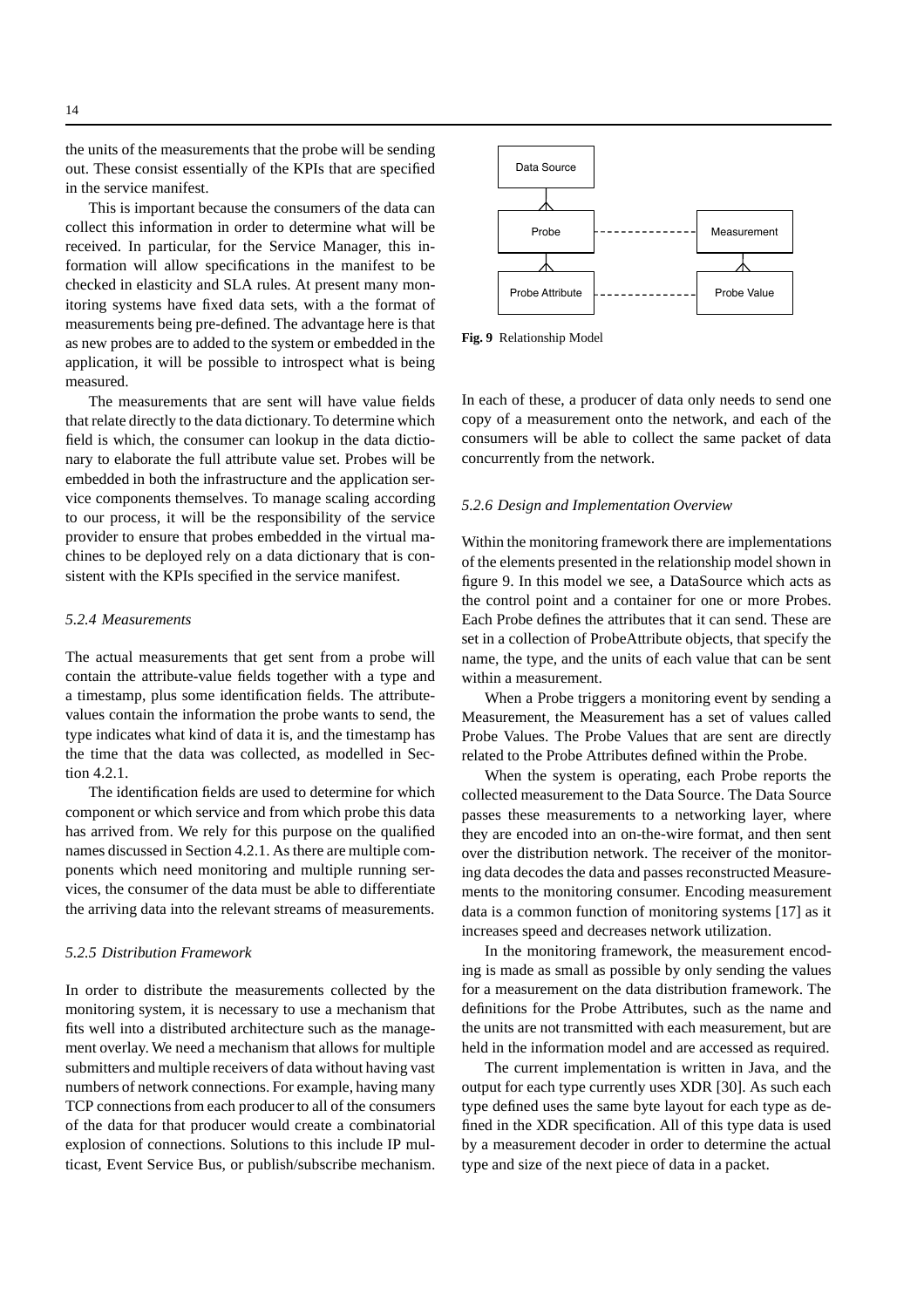the units of the measurements that the probe will be sending out. These consist essentially of the KPIs that are specified in the service manifest.

This is important because the consumers of the data can collect this information in order to determine what will be received. In particular, for the Service Manager, this information will allow specifications in the manifest to be checked in elasticity and SLA rules. At present many monitoring systems have fixed data sets, with a the format of measurements being pre-defined. The advantage here is that as new probes are to added to the system or embedded in the application, it will be possible to introspect what is being measured.

The measurements that are sent will have value fields that relate directly to the data dictionary. To determine which field is which, the consumer can lookup in the data dictionary to elaborate the full attribute value set. Probes will be embedded in both the infrastructure and the application service components themselves. To manage scaling according to our process, it will be the responsibility of the service provider to ensure that probes embedded in the virtual machines to be deployed rely on a data dictionary that is consistent with the KPIs specified in the service manifest.

### *5.2.4 Measurements*

The actual measurements that get sent from a probe will contain the attribute-value fields together with a type and a timestamp, plus some identification fields. The attribute-values contain the information the probe wants to send, the type indicates what kind of data it is, and the timestamp has the time that the data was collected, as modelled in Section 4.2.1.

The identification fields are used to determine for which component or which service and from which probe this data has arrived from. We rely for this purpose on the qualified names discussed in Section 4.2.1. As there are multiple components which need monitoring and multiple running services, the consumer of the data must be able to differentiate the arriving data into the relevant streams of measurements.

### *5.2.5 Distribution Framework*

In order to distribute the measurements collected by the monitoring system, it is necessary to use a mechanism that fits well into a distributed architecture such as the management overlay. We need a mechanism that allows for multiple submitters and multiple receivers of data without having vast numbers of network connections. For example, having many TCP connections from each producer to all of the consumers of the data for that producer would create a combinatorial explosion of connections. Solutions to this include IP multicast, Event Service Bus, or publish/subscribe mechanism.

**Fig. 9** Relationship Model

In each of these, a producer of data only needs to send one copy of a measurement onto the network, and each of the consumers will be able to collect the same packet of data concurrently from the network.

### *5.2.6 Design and Implementation Overview*

Within the monitoring framework there are implementations of the elements presented in the relationship model shown in figure 9. In this model we see, a DataSource which acts as the control point and a container for one or more Probes. Each Probe defines the attributes that it can send. These are set in a collection of ProbeAttribute objects, that specify the name, the type, and the units of each value that can be sent within a measurement.

When a Probe triggers a monitoring event by sending a Measurement, the Measurement has a set of values called Probe Values. The Probe Values that are sent are directly related to the Probe Attributes defined within the Probe.

When the system is operating, each Probe reports the collected measurement to the Data Source. The Data Source passes these measurements to a networking layer, where they are encoded into an on-the-wire format, and then sent over the distribution network. The receiver of the monitoring data decodes the data and passes reconstructed Measurements to the monitoring consumer. Encoding measurement data is a common function of monitoring systems [17] as it increases speed and decreases network utilization.

In the monitoring framework, the measurement encoding is made as small as possible by only sending the values for a measurement on the data distribution framework. The definitions for the Probe Attributes, such as the name and the units are not transmitted with each measurement, but are held in the information model and are accessed as required.

The current implementation is written in Java, and the output for each type currently uses XDR [30]. As such each type defined uses the same byte layout for each type as defined in the XDR specification. All of this type data is used by a measurement decoder in order to determine the actual type and size of the next piece of data in a packet.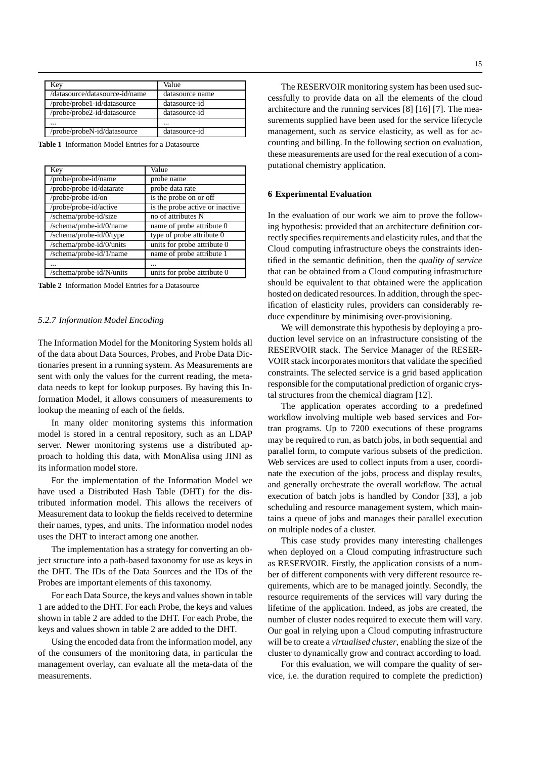| Key | Value |
| --- | --- |
| /datasource/datasource-id/name | datasource name |
| /probe/probe1-id/datasource | datasource-id |
| /probe/probe2-id/datasource | datasource-id |
| ... | ... |
| /probe/probeN-id/datasource | datasource-id |

**Table 1** Information Model Entries for a Datasource

| Key | Value |
| --- | --- |
| /probe/probe-id/name | probe name |
| /probe/probe-id/datarate | probe data rate |
| /probe/probe-id/on | is the probe on or off |
| /probe/probe-id/active | is the probe active or inactive |
| /schema/probe-id/size | no of attributes N |
| /schema/probe-id/0/name | name of probe attribute 0 |
| /schema/probe-id/0/type | type of probe attribute 0 |
| /schema/probe-id/0/units | units for probe attribute 0 |
| /schema/probe-id/1/name | name of probe attribute 1 |
| ... | ... |
| /schema/probe-id/N/units | units for probe attribute 0 |

**Table 2** Information Model Entries for a Datasource

### *5.2.7 Information Model Encoding*

The Information Model for the Monitoring System holds all of the data about Data Sources, Probes, and Probe Data Dictionaries present in a running system. As Measurements are sent with only the values for the current reading, the meta-data needs to kept for lookup purposes. By having this Information Model, it allows consumers of measurements to lookup the meaning of each of the fields.

In many older monitoring systems this information model is stored in a central repository, such as an LDAP server. Newer monitoring systems use a distributed approach to holding this data, with MonAlisa using JINI as its information model store.

For the implementation of the Information Model we have used a Distributed Hash Table (DHT) for the distributed information model. This allows the receivers of Measurement data to lookup the fields received to determine their names, types, and units. The information model nodes uses the DHT to interact among one another.

The implementation has a strategy for converting an object structure into a path-based taxonomy for use as keys in the DHT. The IDs of the Data Sources and the IDs of the Probes are important elements of this taxonomy.

For each Data Source, the keys and values shown in table 1 are added to the DHT. For each Probe, the keys and values shown in table 2 are added to the DHT. For each Probe, the keys and values shown in table 2 are added to the DHT.

Using the encoded data from the information model, any of the consumers of the monitoring data, in particular the management overlay, can evaluate all the meta-data of the measurements.

The RESERVOIR monitoring system has been used successfully to provide data on all the elements of the cloud architecture and the running services [8] [16] [7]. The measurements supplied have been used for the service lifecycle management, such as service elasticity, as well as for accounting and billing. In the following section on evaluation, these measurements are used for the real execution of a computational chemistry application.

## 6 Experimental Evaluation

In the evaluation of our work we aim to prove the following hypothesis: provided that an architecture definition correctly specifies requirements and elasticity rules, and that the Cloud computing infrastructure obeys the constraints identified in the semantic definition, then the *quality of service* that can be obtained from a Cloud computing infrastructure should be equivalent to that obtained were the application hosted on dedicated resources. In addition, through the specification of elasticity rules, providers can considerably reduce expenditure by minimising over-provisioning.

We will demonstrate this hypothesis by deploying a production level service on an infrastructure consisting of the RESERVOIR stack. The Service Manager of the RESERVOIR stack incorporates monitors that validate the specified constraints. The selected service is a grid based application responsible for the computational prediction of organic crystal structures from the chemical diagram [12].

The application operates according to a predefined workflow involving multiple web based services and Fortran programs. Up to 7200 executions of these programs may be required to run, as batch jobs, in both sequential and parallel form, to compute various subsets of the prediction. Web services are used to collect inputs from a user, coordinate the execution of the jobs, process and display results, and generally orchestrate the overall workflow. The actual execution of batch jobs is handled by Condor [33], a job scheduling and resource management system, which maintains a queue of jobs and manages their parallel execution on multiple nodes of a cluster.

This case study provides many interesting challenges when deployed on a Cloud computing infrastructure such as RESERVOIR. Firstly, the application consists of a number of different components with very different resource requirements, which are to be managed jointly. Secondly, the resource requirements of the services will vary during the lifetime of the application. Indeed, as jobs are created, the number of cluster nodes required to execute them will vary. Our goal in relying upon a Cloud computing infrastructure will be to create a *virtualised cluster*, enabling the size of the cluster to dynamically grow and contract according to load.

For this evaluation, we will compare the quality of service, i.e. the duration required to complete the prediction)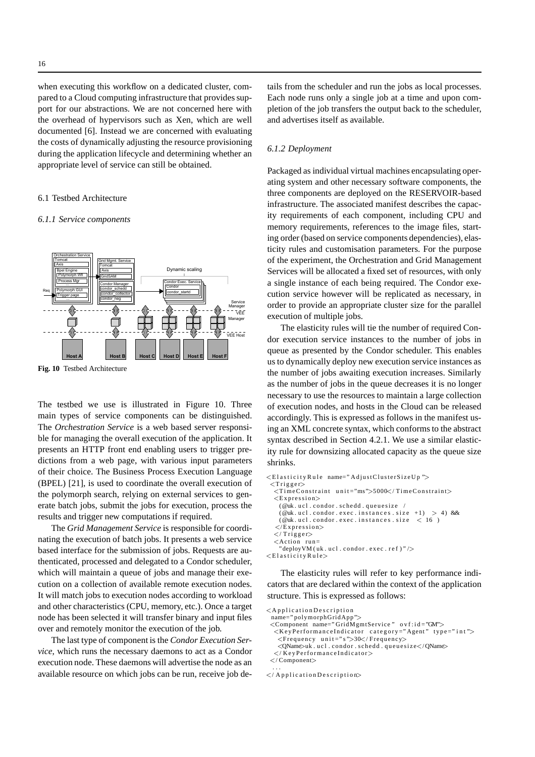when executing this workflow on a dedicated cluster, compared to a Cloud computing infrastructure that provides support for our abstractions. We are not concerned here with the overhead of hypervisors such as Xen, which are well documented [6]. Instead we are concerned with evaluating the costs of dynamically adjusting the resource provisioning during the application lifecycle and determining whether an appropriate level of service can still be obtained.

## 6.1 Testbed Architecture

### *6.1.1 Service components*

**Fig. 10** Testbed Architecture

The testbed we use is illustrated in Figure 10. Three main types of service components can be distinguished. The *Orchestration Service* is a web based server responsible for managing the overall execution of the application. It presents an HTTP front end enabling users to trigger predictions from a web page, with various input parameters of their choice. The Business Process Execution Language (BPEL) [21], is used to coordinate the overall execution of the polymorph search, relying on external services to generate batch jobs, submit the jobs for execution, process the results and trigger new computations if required.

The *Grid Management Service* is responsible for coordinating the execution of batch jobs. It presents a web service based interface for the submission of jobs. Requests are authenticated, processed and delegated to a Condor scheduler, which will maintain a queue of jobs and manage their execution on a collection of available remote execution nodes. It will match jobs to execution nodes according to workload and other characteristics (CPU, memory, etc.). Once a target node has been selected it will transfer binary and input files over and remotely monitor the execution of the job.

The last type of component is the *Condor Execution Service*, which runs the necessary daemons to act as a Condor execution node. These daemons will advertise the node as an available resource on which jobs can be run, receive job details from the scheduler and run the jobs as local processes. Each node runs only a single job at a time and upon completion of the job transfers the output back to the scheduler, and advertises itself as available.

### *6.1.2 Deployment*

Packaged as individual virtual machines encapsulating operating system and other necessary software components, the three components are deployed on the RESERVOIR-based infrastructure. The associated manifest describes the capacity requirements of each component, including CPU and memory requirements, references to the image files, starting order (based on service components dependencies), elasticity rules and customisation parameters. For the purpose of the experiment, the Orchestration and Grid Management Services will be allocated a fixed set of resources, with only a single instance of each being required. The Condor execution service however will be replicated as necessary, in order to provide an appropriate cluster size for the parallel execution of multiple jobs.

The elasticity rules will tie the number of required Condor execution service instances to the number of jobs in queue as presented by the Condor scheduler. This enables us to dynamically deploy new execution service instances as the number of jobs awaiting execution increases. Similarly as the number of jobs in the queue decreases it is no longer necessary to use the resources to maintain a large collection of execution nodes, and hosts in the Cloud can be released accordingly. This is expressed as follows in the manifest using an XML concrete syntax, which conforms to the abstract syntax described in Section 4.2.1. We use a similar elasticity rule for downsizing allocated capacity as the queue size shrinks.

```
<ElasticityRule name="AdjustClusterSizeUp">
 <Trigger>
  <TimeConstraint unit="ms">5000</TimeConstraint>
  <Expression>
   (@uk.ucl.condor.schedd.queuesize /
   (@uk.ucl.condor.exec.instances.size +1) > 4) &&
   (@uk.ucl.condor.exec.instances.size < 16 )
  </Expression>
  </Trigger>
  <Action run=
   "deployVM(uk.ucl.condor.exec.ref)"/>
<ElasticityRule>
```

The elasticity rules will refer to key performance indicators that are declared within the context of the application structure. This is expressed as follows:

```
<ApplicationDescription
 name="polymorphGridApp">
 <Component name="GridMgmtService" ovf:id="GM">
  <KeyPerformanceIndicator category="Agent" type="int">
   <Frequency unit="s">30</Frequency>
   <QName>uk.ucl.condor.schedd.queuesize</QName>
  </KeyPerformanceIndicator>
 </Component>
 ...
</ApplicationDescription>
```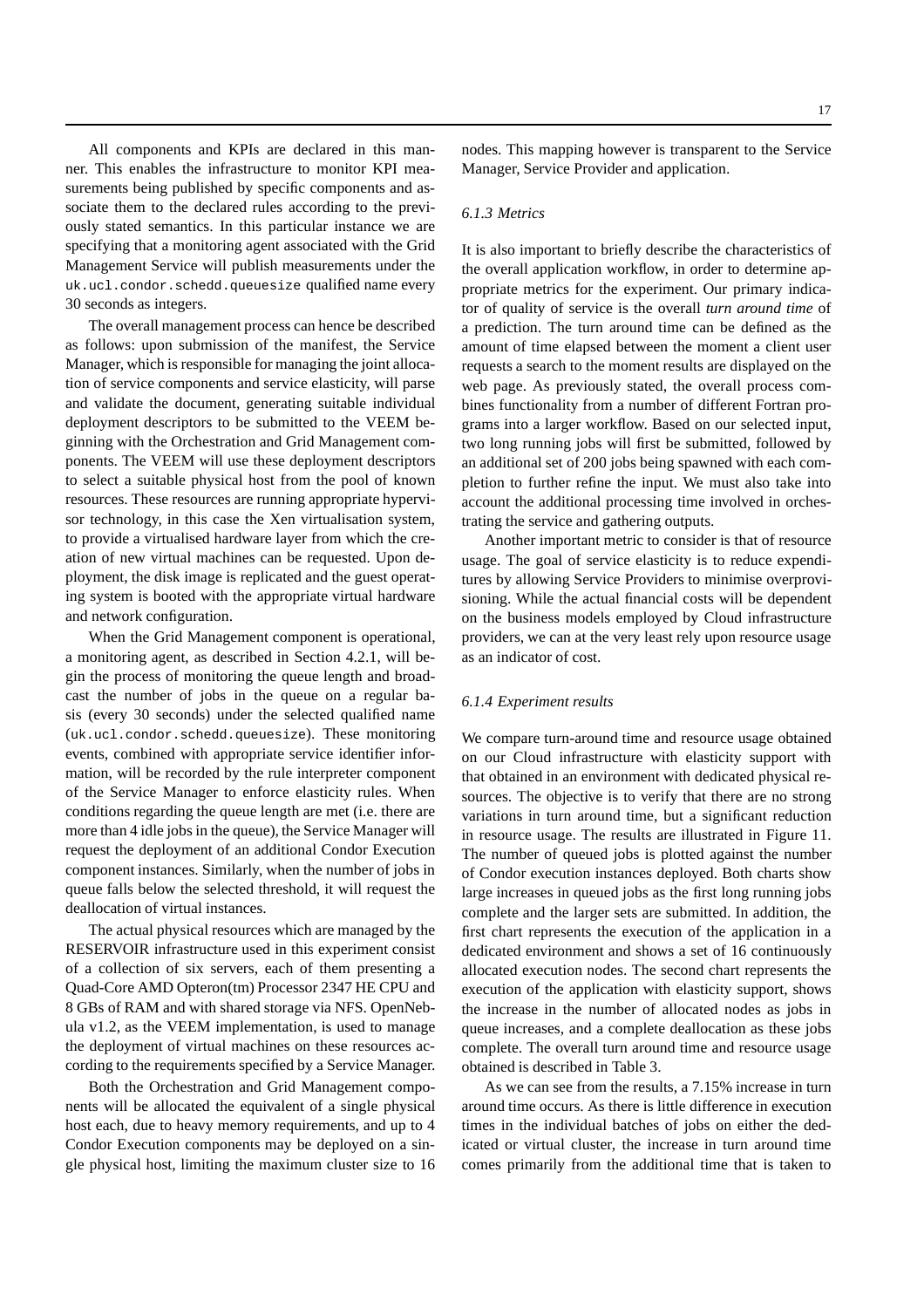All components and KPIs are declared in this manner. This enables the infrastructure to monitor KPI measurements being published by specific components and associate them to the declared rules according to the previously stated semantics. In this particular instance we are specifying that a monitoring agent associated with the Grid Management Service will publish measurements under the `uk.ucl.condor.schedd.queuesize` qualified name every 30 seconds as integers.

The overall management process can hence be described as follows: upon submission of the manifest, the Service Manager, which is responsible for managing the joint allocation of service components and service elasticity, will parse and validate the document, generating suitable individual deployment descriptors to be submitted to the VEEM beginning with the Orchestration and Grid Management components. The VEEM will use these deployment descriptors to select a suitable physical host from the pool of known resources. These resources are running appropriate hypervisor technology, in this case the Xen virtualisation system, to provide a virtualised hardware layer from which the creation of new virtual machines can be requested. Upon deployment, the disk image is replicated and the guest operating system is booted with the appropriate virtual hardware and network configuration.

When the Grid Management component is operational, a monitoring agent, as described in Section 4.2.1, will begin the process of monitoring the queue length and broadcast the number of jobs in the queue on a regular basis (every 30 seconds) under the selected qualified name (`uk.ucl.condor.schedd.queuesize`). These monitoring events, combined with appropriate service identifier information, will be recorded by the rule interpreter component of the Service Manager to enforce elasticity rules. When conditions regarding the queue length are met (i.e. there are more than 4 idle jobs in the queue), the Service Manager will request the deployment of an additional Condor Execution component instances. Similarly, when the number of jobs in queue falls below the selected threshold, it will request the deallocation of virtual instances.

The actual physical resources which are managed by the RESERVOIR infrastructure used in this experiment consist of a collection of six servers, each of them presenting a Quad-Core AMD Opteron(tm) Processor 2347 HE CPU and 8 GBs of RAM and with shared storage via NFS. OpenNebula v1.2, as the VEEM implementation, is used to manage the deployment of virtual machines on these resources according to the requirements specified by a Service Manager.

Both the Orchestration and Grid Management components will be allocated the equivalent of a single physical host each, due to heavy memory requirements, and up to 4 Condor Execution components may be deployed on a single physical host, limiting the maximum cluster size to 16 nodes. This mapping however is transparent to the Service Manager, Service Provider and application.

#### *6.1.3 Metrics*

It is also important to briefly describe the characteristics of the overall application workflow, in order to determine appropriate metrics for the experiment. Our primary indicator of quality of service is the overall *turn around time* of a prediction. The turn around time can be defined as the amount of time elapsed between the moment a client user requests a search to the moment results are displayed on the web page. As previously stated, the overall process combines functionality from a number of different Fortran programs into a larger workflow. Based on our selected input, two long running jobs will first be submitted, followed by an additional set of 200 jobs being spawned with each completion to further refine the input. We must also take into account the additional processing time involved in orchestrating the service and gathering outputs.

Another important metric to consider is that of resource usage. The goal of service elasticity is to reduce expenditures by allowing Service Providers to minimise overprovisioning. While the actual financial costs will be dependent on the business models employed by Cloud infrastructure providers, we can at the very least rely upon resource usage as an indicator of cost.

#### *6.1.4 Experiment results*

We compare turn-around time and resource usage obtained on our Cloud infrastructure with elasticity support with that obtained in an environment with dedicated physical resources. The objective is to verify that there are no strong variations in turn around time, but a significant reduction in resource usage. The results are illustrated in Figure 11. The number of queued jobs is plotted against the number of Condor execution instances deployed. Both charts show large increases in queued jobs as the first long running jobs complete and the larger sets are submitted. In addition, the first chart represents the execution of the application in a dedicated environment and shows a set of 16 continuously allocated execution nodes. The second chart represents the execution of the application with elasticity support, shows the increase in the number of allocated nodes as jobs in queue increases, and a complete deallocation as these jobs complete. The overall turn around time and resource usage obtained is described in Table 3.

As we can see from the results, a 7.15% increase in turn around time occurs. As there is little difference in execution times in the individual batches of jobs on either the dedicated or virtual cluster, the increase in turn around time comes primarily from the additional time that is taken to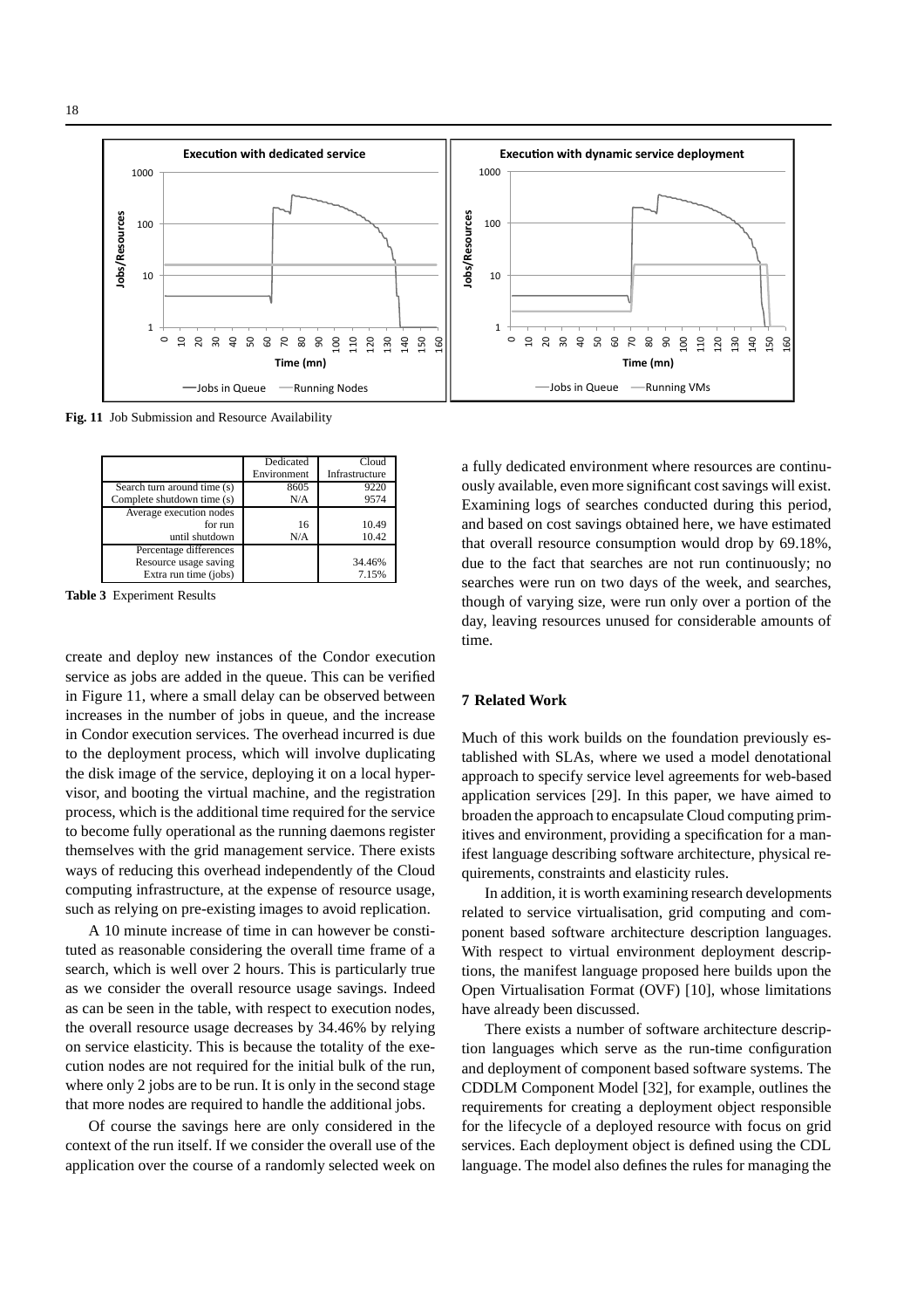Fig. 11 Job Submission and Resource Availability

| | Dedicated Environment | Cloud Infrastructure |
|---|---|---|
| Search turn around time (s) | 8605 | 9220 |
| Complete shutdown time (s) | N/A | 9574 |
| Average execution nodes | | |
| for run | 16 | 10.49 |
| until shutdown | N/A | 10.42 |
| Percentage differences | | |
| Resource usage saving | | 34.46% |
| Extra run time (jobs) | | 7.15% |

**Table 3** Experiment Results

create and deploy new instances of the Condor execution service as jobs are added in the queue. This can be verified in Figure 11, where a small delay can be observed between increases in the number of jobs in queue, and the increase in Condor execution services. The overhead incurred is due to the deployment process, which will involve duplicating the disk image of the service, deploying it on a local hypervisor, and booting the virtual machine, and the registration process, which is the additional time required for the service to become fully operational as the running daemons register themselves with the grid management service. There exists ways of reducing this overhead independently of the Cloud computing infrastructure, at the expense of resource usage, such as relying on pre-existing images to avoid replication.

A 10 minute increase of time in can however be constituted as reasonable considering the overall time frame of a search, which is well over 2 hours. This is particularly true as we consider the overall resource usage savings. Indeed as can be seen in the table, with respect to execution nodes, the overall resource usage decreases by 34.46% by relying on service elasticity. This is because the totality of the execution nodes are not required for the initial bulk of the run, where only 2 jobs are to be run. It is only in the second stage that more nodes are required to handle the additional jobs.

Of course the savings here are only considered in the context of the run itself. If we consider the overall use of the application over the course of a randomly selected week on a fully dedicated environment where resources are continuously available, even more significant cost savings will exist. Examining logs of searches conducted during this period, and based on cost savings obtained here, we have estimated that overall resource consumption would drop by 69.18%, due to the fact that searches are not run continuously; no searches were run on two days of the week, and searches, though of varying size, were run only over a portion of the day, leaving resources unused for considerable amounts of time.

## 7 Related Work

Much of this work builds on the foundation previously established with SLAs, where we used a model denotational approach to specify service level agreements for web-based application services [29]. In this paper, we have aimed to broaden the approach to encapsulate Cloud computing primitives and environment, providing a specification for a manifest language describing software architecture, physical requirements, constraints and elasticity rules.

In addition, it is worth examining research developments related to service virtualisation, grid computing and component based software architecture description languages. With respect to virtual environment deployment descriptions, the manifest language proposed here builds upon the Open Virtualisation Format (OVF) [10], whose limitations have already been discussed.

There exists a number of software architecture description languages which serve as the run-time configuration and deployment of component based software systems. The CDDLM Component Model [32], for example, outlines the requirements for creating a deployment object responsible for the lifecycle of a deployed resource with focus on grid services. Each deployment object is defined using the CDL language. The model also defines the rules for managing the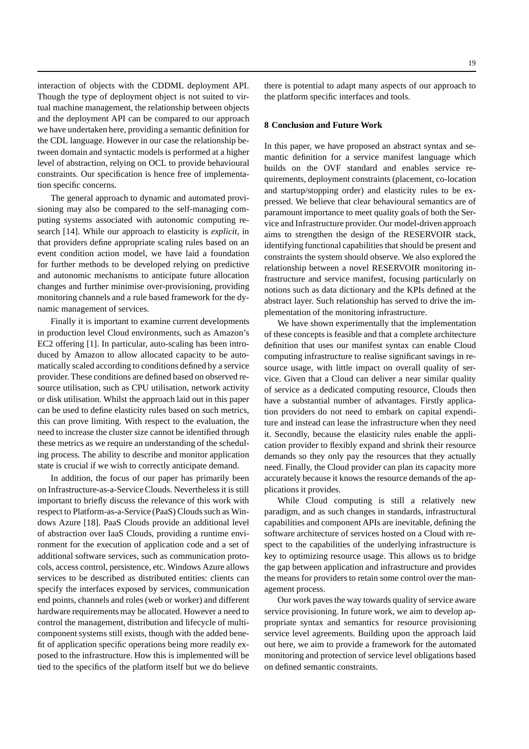interaction of objects with the CDDML deployment API. Though the type of deployment object is not suited to virtual machine management, the relationship between objects and the deployment API can be compared to our approach we have undertaken here, providing a semantic definition for the CDL language. However in our case the relationship between domain and syntactic models is performed at a higher level of abstraction, relying on OCL to provide behavioural constraints. Our specification is hence free of implementation specific concerns.

The general approach to dynamic and automated provisioning may also be compared to the self-managing computing systems associated with autonomic computing research [14]. While our approach to elasticity is *explicit*, in that providers define appropriate scaling rules based on an event condition action model, we have laid a foundation for further methods to be developed relying on predictive and autonomic mechanisms to anticipate future allocation changes and further minimise over-provisioning, providing monitoring channels and a rule based framework for the dynamic management of services.

Finally it is important to examine current developments in production level Cloud environments, such as Amazon's EC2 offering [1]. In particular, auto-scaling has been introduced by Amazon to allow allocated capacity to be automatically scaled according to conditions defined by a service provider. These conditions are defined based on observed resource utilisation, such as CPU utilisation, network activity or disk utilisation. Whilst the approach laid out in this paper can be used to define elasticity rules based on such metrics, this can prove limiting. With respect to the evaluation, the need to increase the cluster size cannot be identified through these metrics as we require an understanding of the scheduling process. The ability to describe and monitor application state is crucial if we wish to correctly anticipate demand.

In addition, the focus of our paper has primarily been on Infrastructure-as-a-Service Clouds. Nevertheless it is still important to briefly discuss the relevance of this work with respect to Platform-as-a-Service (PaaS) Clouds such as Windows Azure [18]. PaaS Clouds provide an additional level of abstraction over IaaS Clouds, providing a runtime environment for the execution of application code and a set of additional software services, such as communication protocols, access control, persistence, etc. Windows Azure allows services to be described as distributed entities: clients can specify the interfaces exposed by services, communication end points, channels and roles (web or worker) and different hardware requirements may be allocated. However a need to control the management, distribution and lifecycle of multi-component systems still exists, though with the added benefit of application specific operations being more readily exposed to the infrastructure. How this is implemented will be tied to the specifics of the platform itself but we do believe there is potential to adapt many aspects of our approach to the platform specific interfaces and tools.

## 8 Conclusion and Future Work

In this paper, we have proposed an abstract syntax and semantic definition for a service manifest language which builds on the OVF standard and enables service requirements, deployment constraints (placement, co-location and startup/stopping order) and elasticity rules to be expressed. We believe that clear behavioural semantics are of paramount importance to meet quality goals of both the Service and Infrastructure provider. Our model-driven approach aims to strengthen the design of the RESERVOIR stack, identifying functional capabilities that should be present and constraints the system should observe. We also explored the relationship between a novel RESERVOIR monitoring infrastructure and service manifest, focusing particularly on notions such as data dictionary and the KPIs defined at the abstract layer. Such relationship has served to drive the implementation of the monitoring infrastructure.

We have shown experimentally that the implementation of these concepts is feasible and that a complete architecture definition that uses our manifest syntax can enable Cloud computing infrastructure to realise significant savings in resource usage, with little impact on overall quality of service. Given that a Cloud can deliver a near similar quality of service as a dedicated computing resource, Clouds then have a substantial number of advantages. Firstly application providers do not need to embark on capital expenditure and instead can lease the infrastructure when they need it. Secondly, because the elasticity rules enable the application provider to flexibly expand and shrink their resource demands so they only pay the resources that they actually need. Finally, the Cloud provider can plan its capacity more accurately because it knows the resource demands of the applications it provides.

While Cloud computing is still a relatively new paradigm, and as such changes in standards, infrastructural capabilities and component APIs are inevitable, defining the software architecture of services hosted on a Cloud with respect to the capabilities of the underlying infrastructure is key to optimizing resource usage. This allows us to bridge the gap between application and infrastructure and provides the means for providers to retain some control over the management process.

Our work paves the way towards quality of service aware service provisioning. In future work, we aim to develop appropriate syntax and semantics for resource provisioning service level agreements. Building upon the approach laid out here, we aim to provide a framework for the automated monitoring and protection of service level obligations based on defined semantic constraints.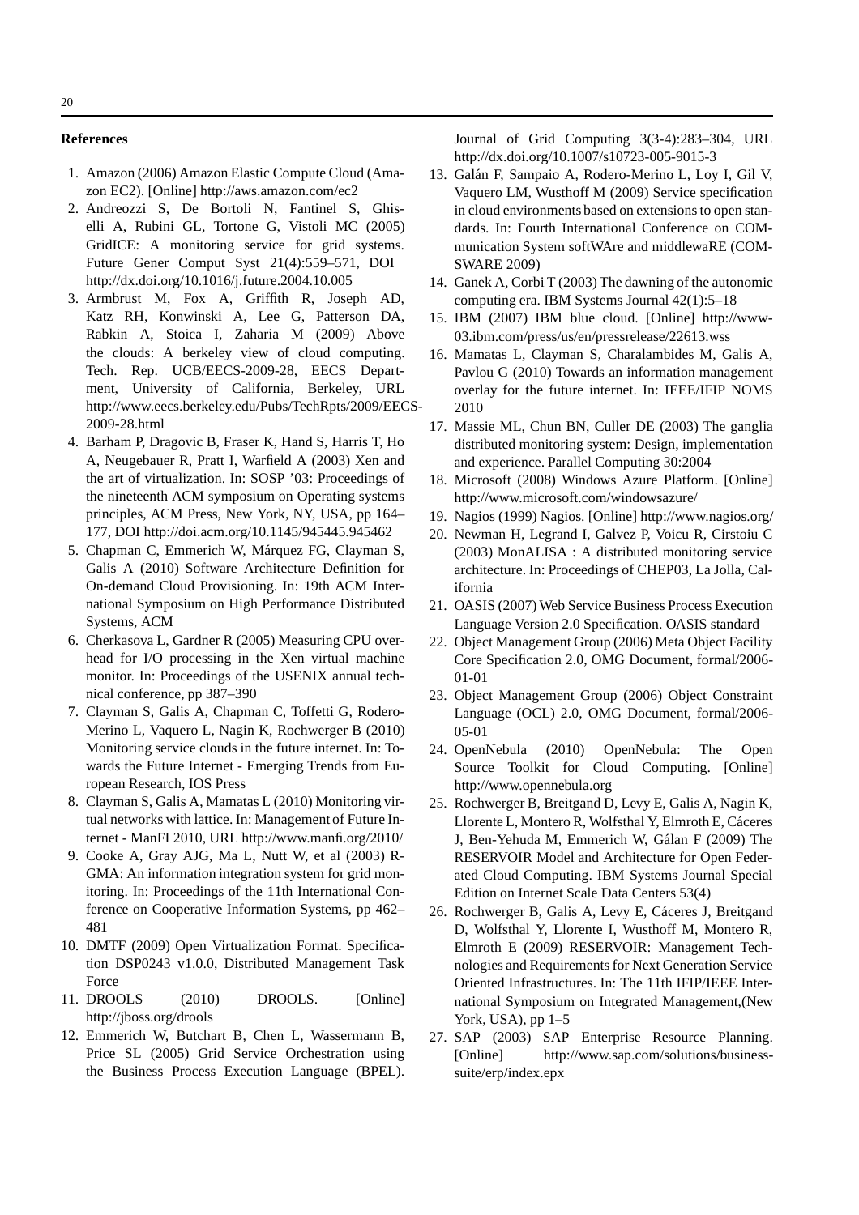## References

1. Amazon (2006) Amazon Elastic Compute Cloud (Amazon EC2). [Online] http://aws.amazon.com/ec2
2. Andreozzi S, De Bortoli N, Fantinel S, Ghiselli A, Rubini GL, Tortone G, Vistoli MC (2005) GridICE: A monitoring service for grid systems. Future Gener Comput Syst 21(4):559–571, DOI http://dx.doi.org/10.1016/j.future.2004.10.005
3. Armbrust M, Fox A, Griffith R, Joseph AD, Katz RH, Konwinski A, Lee G, Patterson DA, Rabkin A, Stoica I, Zaharia M (2009) Above the clouds: A berkeley view of cloud computing. Tech. Rep. UCB/EECS-2009-28, EECS Department, University of California, Berkeley, URL http://www.eecs.berkeley.edu/Pubs/TechRpts/2009/EECS-2009-28.html
4. Barham P, Dragovic B, Fraser K, Hand S, Harris T, Ho A, Neugebauer R, Pratt I, Warfield A (2003) Xen and the art of virtualization. In: SOSP '03: Proceedings of the nineteenth ACM symposium on Operating systems principles, ACM Press, New York, NY, USA, pp 164–177, DOI http://doi.acm.org/10.1145/945445.945462
5. Chapman C, Emmerich W, Márquez FG, Clayman S, Galis A (2010) Software Architecture Definition for On-demand Cloud Provisioning. In: 19th ACM International Symposium on High Performance Distributed Systems, ACM
6. Cherkasova L, Gardner R (2005) Measuring CPU overhead for I/O processing in the Xen virtual machine monitor. In: Proceedings of the USENIX annual technical conference, pp 387–390
7. Clayman S, Galis A, Chapman C, Toffetti G, Rodero-Merino L, Vaquero L, Nagin K, Rochwerger B (2010) Monitoring service clouds in the future internet. In: Towards the Future Internet - Emerging Trends from European Research, IOS Press
8. Clayman S, Galis A, Mamatas L (2010) Monitoring virtual networks with lattice. In: Management of Future Internet - ManFI 2010, URL http://www.manfi.org/2010/
9. Cooke A, Gray AJG, Ma L, Nutt W, et al (2003) R-GMA: An information integration system for grid monitoring. In: Proceedings of the 11th International Conference on Cooperative Information Systems, pp 462–481
10. DMTF (2009) Open Virtualization Format. Specification DSP0243 v1.0.0, Distributed Management Task Force
11. DROOLS (2010) DROOLS. [Online] http://jboss.org/drools
12. Emmerich W, Butchart B, Chen L, Wassermann B, Price SL (2005) Grid Service Orchestration using the Business Process Execution Language (BPEL). Journal of Grid Computing 3(3-4):283–304, URL http://dx.doi.org/10.1007/s10723-005-9015-3
13. Galán F, Sampaio A, Rodero-Merino L, Loy I, Gil V, Vaquero LM, Wusthoff M (2009) Service specification in cloud environments based on extensions to open standards. In: Fourth International Conference on COMmunication System softWAre and middlewaRE (COMSWARE 2009)
14. Ganek A, Corbi T (2003) The dawning of the autonomic computing era. IBM Systems Journal 42(1):5–18
15. IBM (2007) IBM blue cloud. [Online] http://www-03.ibm.com/press/us/en/pressrelease/22613.wss
16. Mamatas L, Clayman S, Charalambides M, Galis A, Pavlou G (2010) Towards an information management overlay for the future internet. In: IEEE/IFIP NOMS 2010
17. Massie ML, Chun BN, Culler DE (2003) The ganglia distributed monitoring system: Design, implementation and experience. Parallel Computing 30:2004
18. Microsoft (2008) Windows Azure Platform. [Online] http://www.microsoft.com/windowsazure/
19. Nagios (1999) Nagios. [Online] http://www.nagios.org/
20. Newman H, Legrand I, Galvez P, Voicu R, Cirstoiu C (2003) MonALISA : A distributed monitoring service architecture. In: Proceedings of CHEP03, La Jolla, California
21. OASIS (2007) Web Service Business Process Execution Language Version 2.0 Specification. OASIS standard
22. Object Management Group (2006) Meta Object Facility Core Specification 2.0, OMG Document, formal/2006-01-01
23. Object Management Group (2006) Object Constraint Language (OCL) 2.0, OMG Document, formal/2006-05-01
24. OpenNebula (2010) OpenNebula: The Open Source Toolkit for Cloud Computing. [Online] http://www.opennebula.org
25. Rochwerger B, Breitgand D, Levy E, Galis A, Nagin K, Llorente L, Montero R, Wolfsthal Y, Elmroth E, Cáceres J, Ben-Yehuda M, Emmerich W, Gálan F (2009) The RESERVOIR Model and Architecture for Open Federated Cloud Computing. IBM Systems Journal Special Edition on Internet Scale Data Centers 53(4)
26. Rochwerger B, Galis A, Levy E, Cáceres J, Breitgand D, Wolfsthal Y, Llorente I, Wusthoff M, Montero R, Elmroth E (2009) RESERVOIR: Management Technologies and Requirements for Next Generation Service Oriented Infrastructures. In: The 11th IFIP/IEEE International Symposium on Integrated Management,(New York, USA), pp 1–5
27. SAP (2003) SAP Enterprise Resource Planning. [Online] http://www.sap.com/solutions/business-suite/erp/index.epx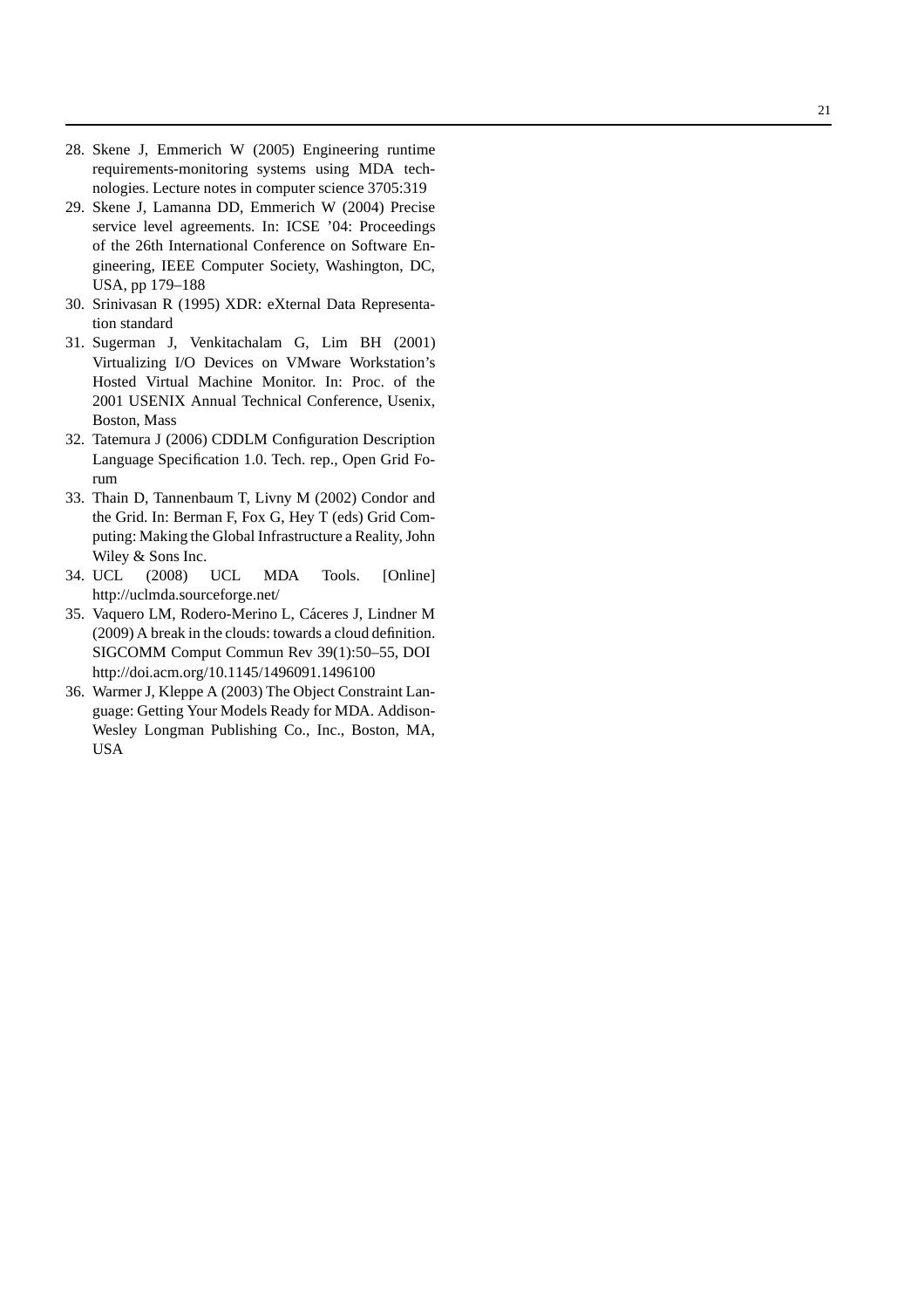28. Skene J, Emmerich W (2005) Engineering runtime requirements-monitoring systems using MDA technologies. Lecture notes in computer science 3705:319
29. Skene J, Lamanna DD, Emmerich W (2004) Precise service level agreements. In: ICSE '04: Proceedings of the 26th International Conference on Software Engineering, IEEE Computer Society, Washington, DC, USA, pp 179–188
30. Srinivasan R (1995) XDR: eXternal Data Representation standard
31. Sugerman J, Venkitachalam G, Lim BH (2001) Virtualizing I/O Devices on VMware Workstation's Hosted Virtual Machine Monitor. In: Proc. of the 2001 USENIX Annual Technical Conference, Usenix, Boston, Mass
32. Tatemura J (2006) CDDLM Configuration Description Language Specification 1.0. Tech. rep., Open Grid Forum
33. Thain D, Tannenbaum T, Livny M (2002) Condor and the Grid. In: Berman F, Fox G, Hey T (eds) Grid Computing: Making the Global Infrastructure a Reality, John Wiley & Sons Inc.
34. UCL (2008) UCL MDA Tools. [Online] http://uclmda.sourceforge.net/
35. Vaquero LM, Rodero-Merino L, Cáceres J, Lindner M (2009) A break in the clouds: towards a cloud definition. SIGCOMM Comput Commun Rev 39(1):50–55, DOI http://doi.acm.org/10.1145/1496091.1496100
36. Warmer J, Kleppe A (2003) The Object Constraint Language: Getting Your Models Ready for MDA. Addison-Wesley Longman Publishing Co., Inc., Boston, MA, USA